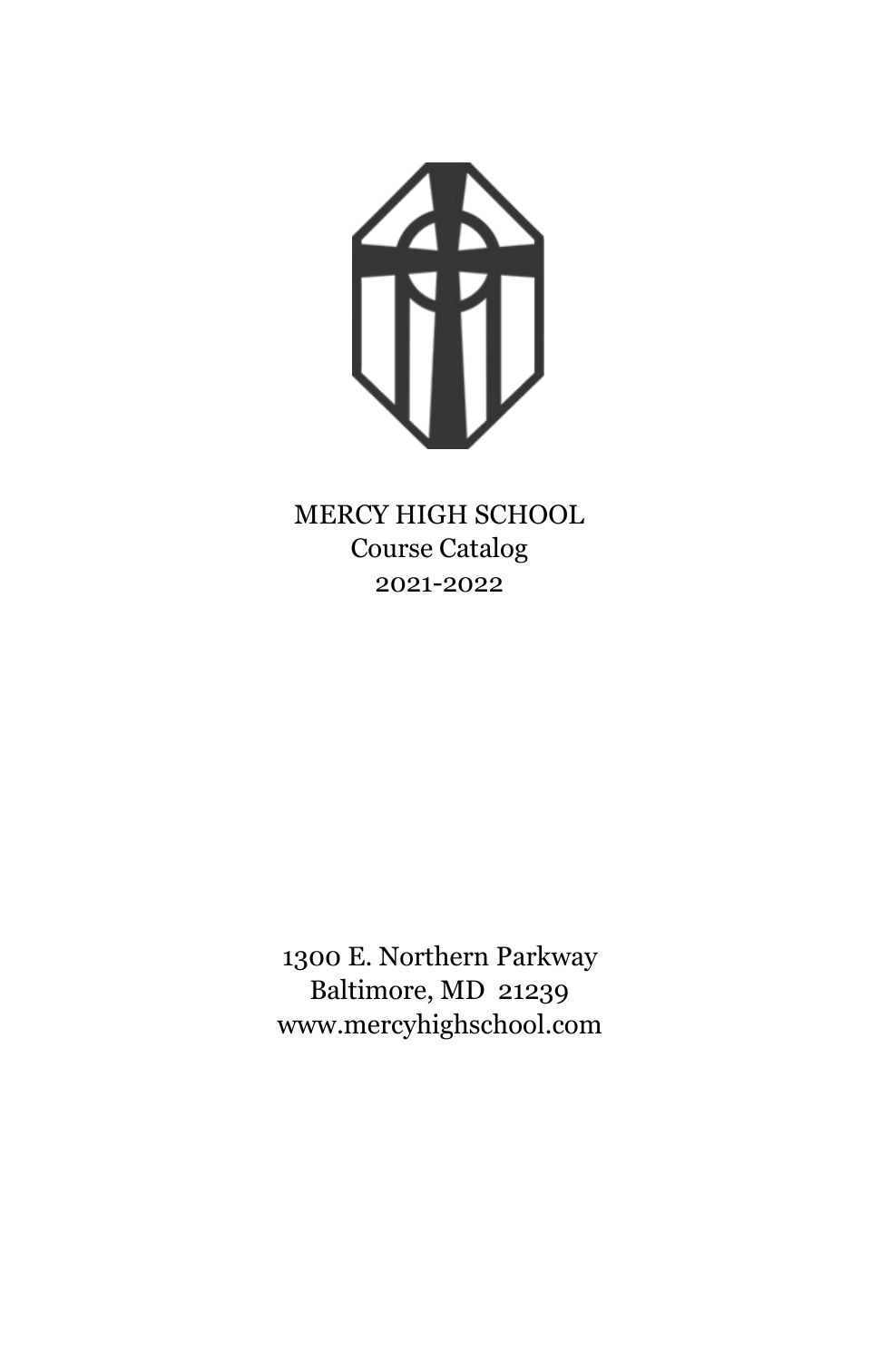# MERCY HIGH SCHOOL

Course Catalog

2021-2022

1300 E. Northern Parkway

Baltimore, MD 21239

www.mercyhighschool.com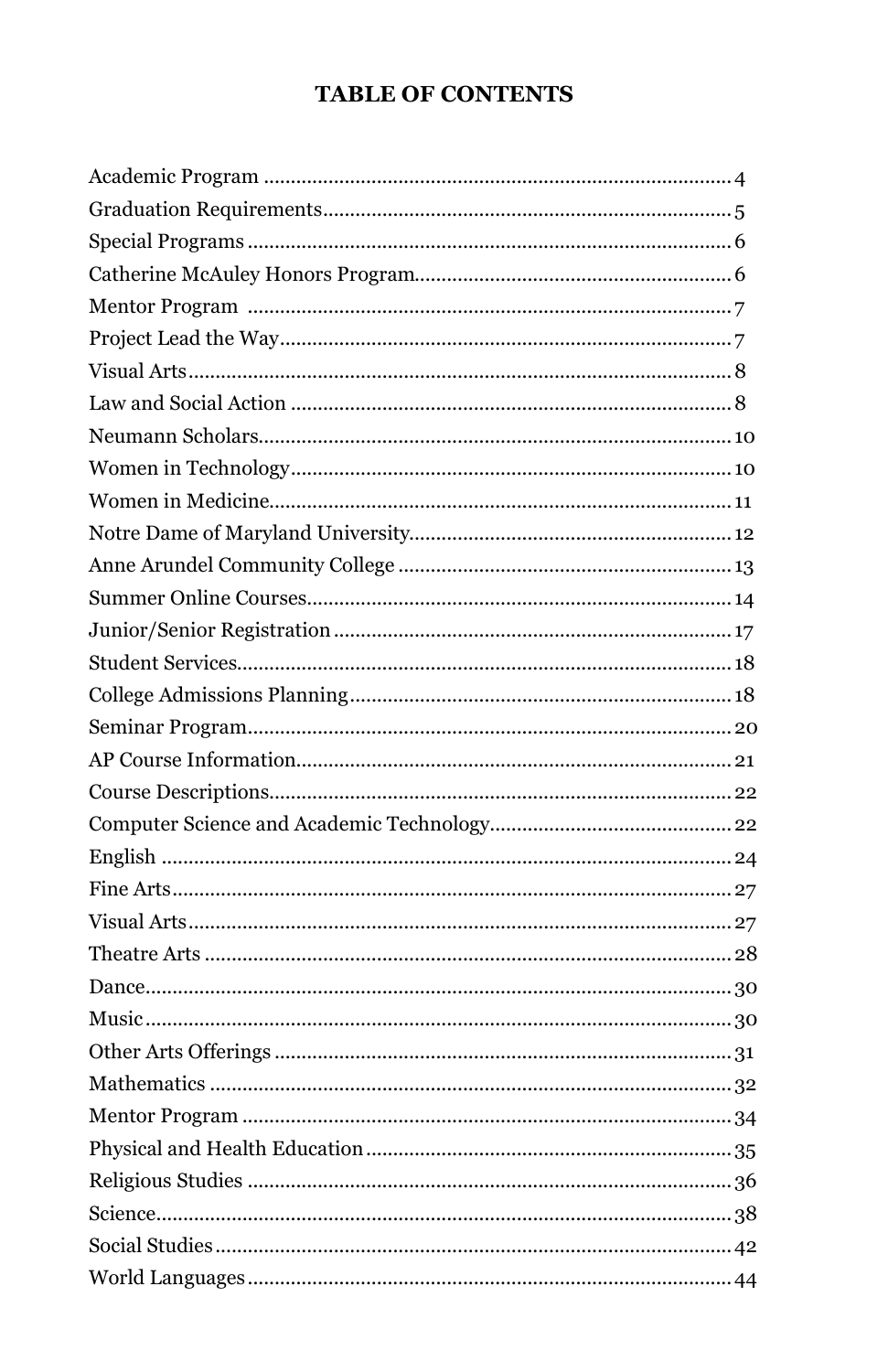# TABLE OF CONTENTS

| | |
|---|---|
| Academic Program | 4 |
| Graduation Requirements | 5 |
| Special Programs | 6 |
| Catherine McAuley Honors Program | 6 |
| Mentor Program | 7 |
| Project Lead the Way | 7 |
| Visual Arts | 8 |
| Law and Social Action | 8 |
| Neumann Scholars | 10 |
| Women in Technology | 10 |
| Women in Medicine | 11 |
| Notre Dame of Maryland University | 12 |
| Anne Arundel Community College | 13 |
| Summer Online Courses | 14 |
| Junior/Senior Registration | 17 |
| Student Services | 18 |
| College Admissions Planning | 18 |
| Seminar Program | 20 |
| AP Course Information | 21 |
| Course Descriptions | 22 |
| Computer Science and Academic Technology | 22 |
| English | 24 |
| Fine Arts | 27 |
| Visual Arts | 27 |
| Theatre Arts | 28 |
| Dance | 30 |
| Music | 30 |
| Other Arts Offerings | 31 |
| Mathematics | 32 |
| Mentor Program | 34 |
| Physical and Health Education | 35 |
| Religious Studies | 36 |
| Science | 38 |
| Social Studies | 42 |
| World Languages | 44 |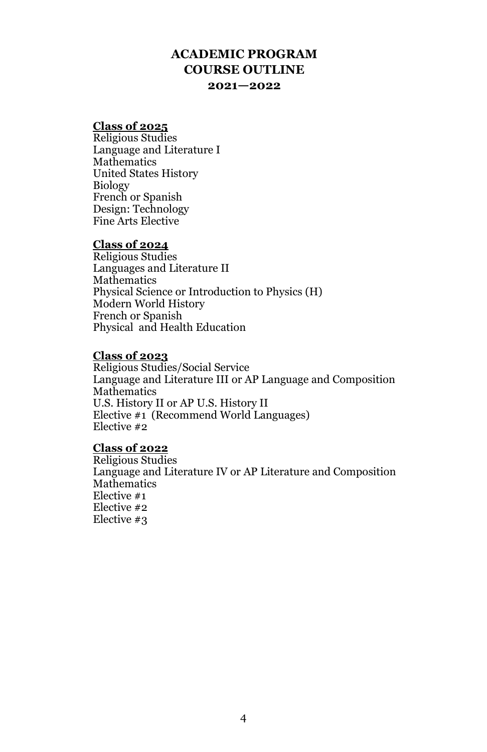# ACADEMIC PROGRAM
# COURSE OUTLINE
## 2021—2022

**Class of 2025**

Religious Studies
Language and Literature I
Mathematics
United States History
Biology
French or Spanish
Design: Technology
Fine Arts Elective

**Class of 2024**

Religious Studies
Languages and Literature II
Mathematics
Physical Science or Introduction to Physics (H)
Modern World History
French or Spanish
Physical and Health Education

**Class of 2023**

Religious Studies/Social Service
Language and Literature III or AP Language and Composition
Mathematics
U.S. History II or AP U.S. History II
Elective #1 (Recommend World Languages)
Elective #2

**Class of 2022**

Religious Studies
Language and Literature IV or AP Literature and Composition
Mathematics
Elective #1
Elective #2
Elective #3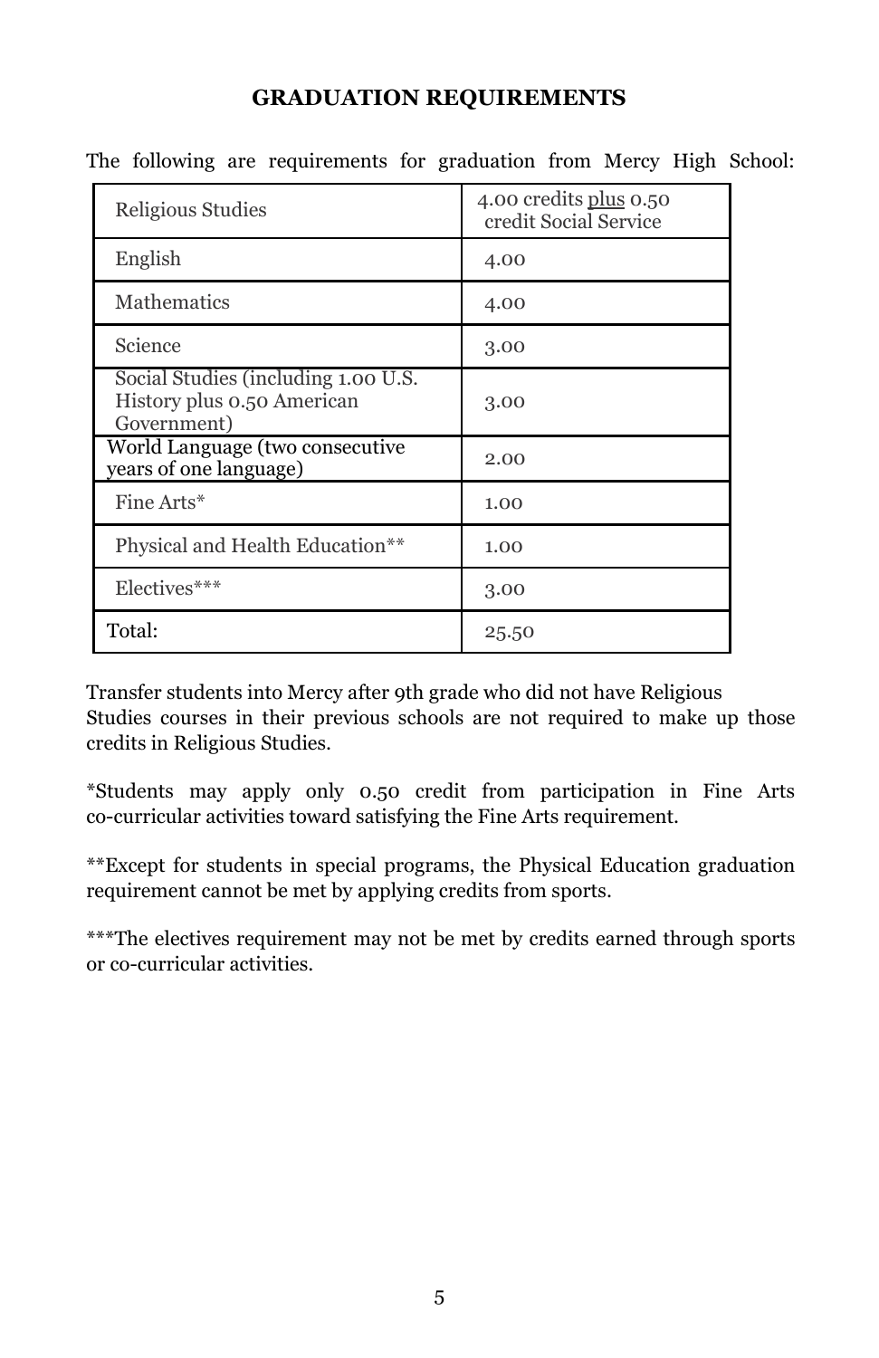## GRADUATION REQUIREMENTS

The following are requirements for graduation from Mercy High School:

| Subject | Credits |
| --- | --- |
| Religious Studies | 4.00 credits plus 0.50 credit Social Service |
| English | 4.00 |
| Mathematics | 4.00 |
| Science | 3.00 |
| Social Studies (including 1.00 U.S. History plus 0.50 American Government) | 3.00 |
| World Language (two consecutive years of one language) | 2.00 |
| Fine Arts* | 1.00 |
| Physical and Health Education** | 1.00 |
| Electives*** | 3.00 |
| Total: | 25.50 |

Transfer students into Mercy after 9th grade who did not have Religious Studies courses in their previous schools are not required to make up those credits in Religious Studies.

*Students may apply only 0.50 credit from participation in Fine Arts co-curricular activities toward satisfying the Fine Arts requirement.

**Except for students in special programs, the Physical Education graduation requirement cannot be met by applying credits from sports.

***The electives requirement may not be met by credits earned through sports or co-curricular activities.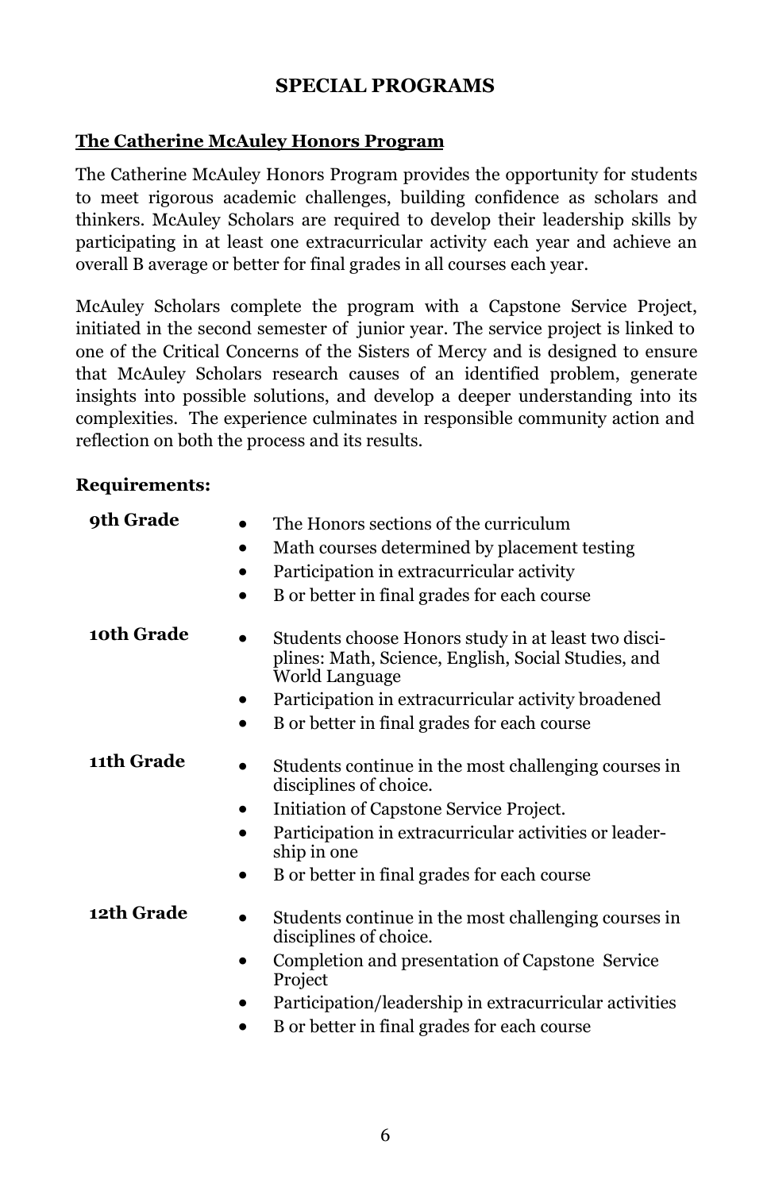# SPECIAL PROGRAMS

## The Catherine McAuley Honors Program

The Catherine McAuley Honors Program provides the opportunity for students to meet rigorous academic challenges, building confidence as scholars and thinkers. McAuley Scholars are required to develop their leadership skills by participating in at least one extracurricular activity each year and achieve an overall B average or better for final grades in all courses each year.

McAuley Scholars complete the program with a Capstone Service Project, initiated in the second semester of junior year. The service project is linked to one of the Critical Concerns of the Sisters of Mercy and is designed to ensure that McAuley Scholars research causes of an identified problem, generate insights into possible solutions, and develop a deeper understanding into its complexities. The experience culminates in responsible community action and reflection on both the process and its results.

**Requirements:**

**9th Grade**

- The Honors sections of the curriculum
- Math courses determined by placement testing
- Participation in extracurricular activity
- B or better in final grades for each course

**10th Grade**

- Students choose Honors study in at least two disciplines: Math, Science, English, Social Studies, and World Language
- Participation in extracurricular activity broadened
- B or better in final grades for each course

**11th Grade**

- Students continue in the most challenging courses in disciplines of choice.
- Initiation of Capstone Service Project.
- Participation in extracurricular activities or leadership in one
- B or better in final grades for each course

**12th Grade**

- Students continue in the most challenging courses in disciplines of choice.
- Completion and presentation of Capstone Service Project
- Participation/leadership in extracurricular activities
- B or better in final grades for each course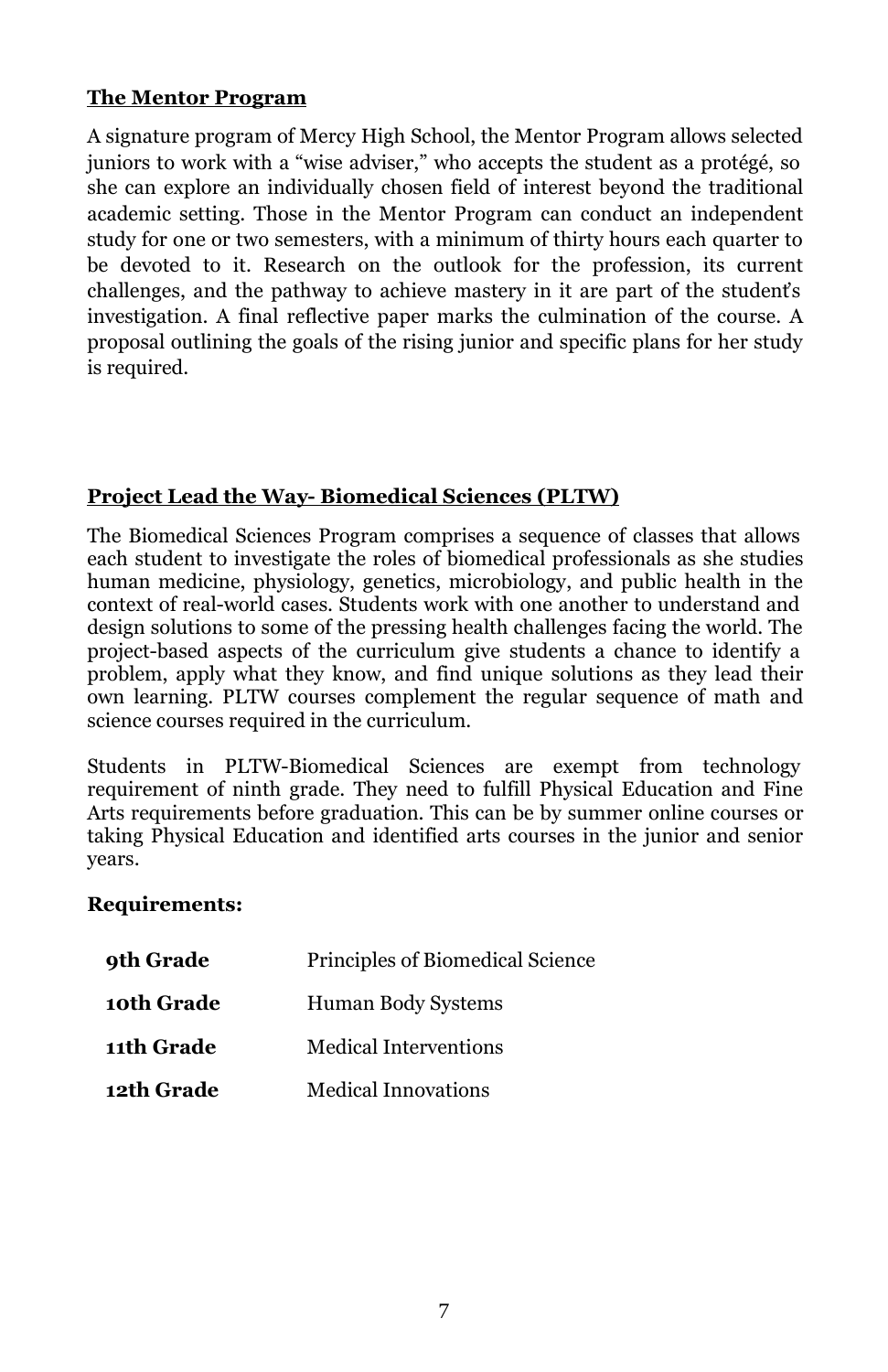## The Mentor Program

A signature program of Mercy High School, the Mentor Program allows selected juniors to work with a "wise adviser," who accepts the student as a protégé, so she can explore an individually chosen field of interest beyond the traditional academic setting. Those in the Mentor Program can conduct an independent study for one or two semesters, with a minimum of thirty hours each quarter to be devoted to it. Research on the outlook for the profession, its current challenges, and the pathway to achieve mastery in it are part of the student's investigation. A final reflective paper marks the culmination of the course. A proposal outlining the goals of the rising junior and specific plans for her study is required.

## Project Lead the Way- Biomedical Sciences (PLTW)

The Biomedical Sciences Program comprises a sequence of classes that allows each student to investigate the roles of biomedical professionals as she studies human medicine, physiology, genetics, microbiology, and public health in the context of real-world cases. Students work with one another to understand and design solutions to some of the pressing health challenges facing the world. The project-based aspects of the curriculum give students a chance to identify a problem, apply what they know, and find unique solutions as they lead their own learning. PLTW courses complement the regular sequence of math and science courses required in the curriculum.

Students in PLTW-Biomedical Sciences are exempt from technology requirement of ninth grade. They need to fulfill Physical Education and Fine Arts requirements before graduation. This can be by summer online courses or taking Physical Education and identified arts courses in the junior and senior years.

**Requirements:**

| | |
|---|---|
| **9th Grade** | Principles of Biomedical Science |
| **10th Grade** | Human Body Systems |
| **11th Grade** | Medical Interventions |
| **12th Grade** | Medical Innovations |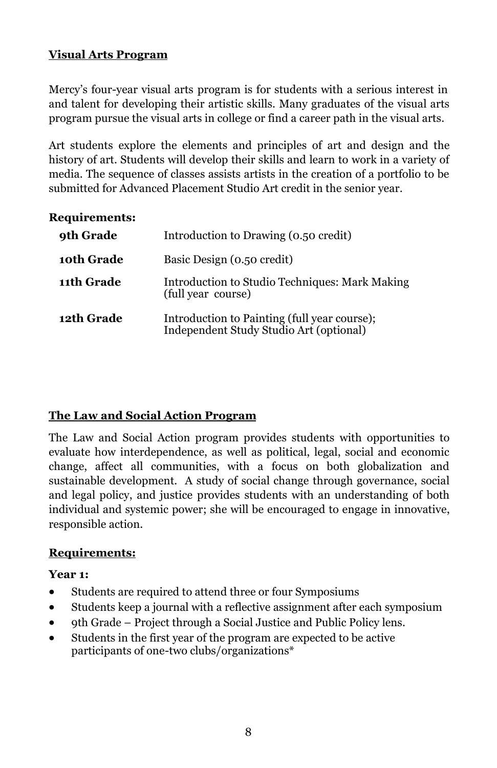## Visual Arts Program

Mercy's four-year visual arts program is for students with a serious interest in and talent for developing their artistic skills. Many graduates of the visual arts program pursue the visual arts in college or find a career path in the visual arts.

Art students explore the elements and principles of art and design and the history of art. Students will develop their skills and learn to work in a variety of media. The sequence of classes assists artists in the creation of a portfolio to be submitted for Advanced Placement Studio Art credit in the senior year.

**Requirements:**

| | |
|---|---|
| **9th Grade** | Introduction to Drawing (0.50 credit) |
| **10th Grade** | Basic Design (0.50 credit) |
| **11th Grade** | Introduction to Studio Techniques: Mark Making (full year course) |
| **12th Grade** | Introduction to Painting (full year course); Independent Study Studio Art (optional) |

## The Law and Social Action Program

The Law and Social Action program provides students with opportunities to evaluate how interdependence, as well as political, legal, social and economic change, affect all communities, with a focus on both globalization and sustainable development. A study of social change through governance, social and legal policy, and justice provides students with an understanding of both individual and systemic power; she will be encouraged to engage in innovative, responsible action.

### Requirements:

**Year 1:**

- Students are required to attend three or four Symposiums
- Students keep a journal with a reflective assignment after each symposium
- 9th Grade – Project through a Social Justice and Public Policy lens.
- Students in the first year of the program are expected to be active participants of one-two clubs/organizations*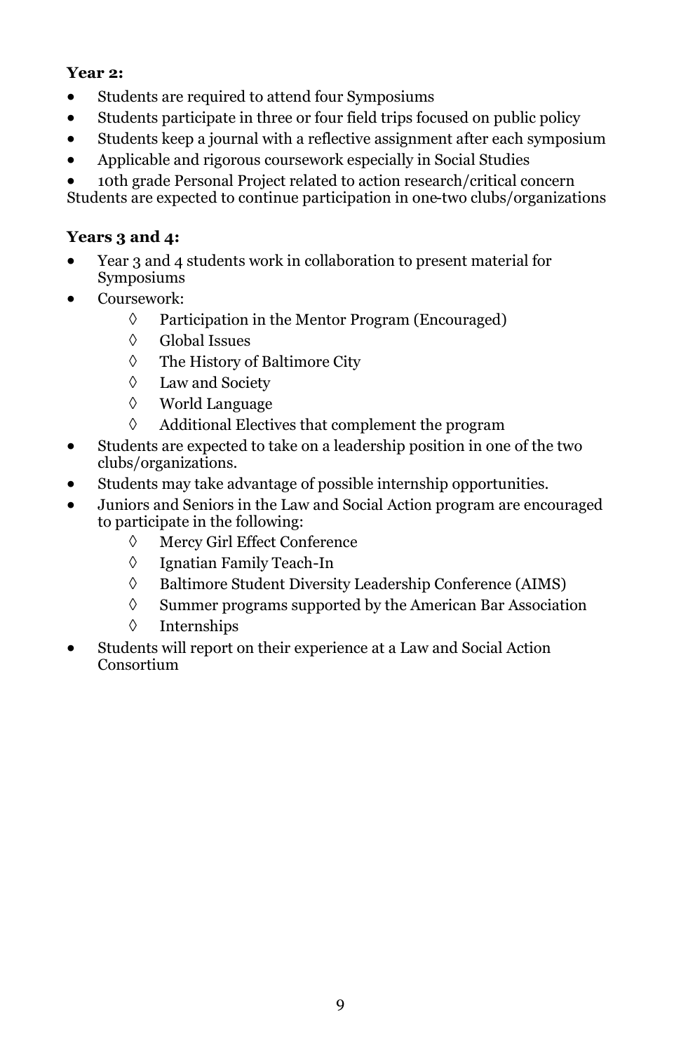**Year 2:**

- Students are required to attend four Symposiums
- Students participate in three or four field trips focused on public policy
- Students keep a journal with a reflective assignment after each symposium
- Applicable and rigorous coursework especially in Social Studies
- 10th grade Personal Project related to action research/critical concern

Students are expected to continue participation in one-two clubs/organizations

**Years 3 and 4:**

- Year 3 and 4 students work in collaboration to present material for Symposiums
- Coursework:
  - Participation in the Mentor Program (Encouraged)
  - Global Issues
  - The History of Baltimore City
  - Law and Society
  - World Language
  - Additional Electives that complement the program
- Students are expected to take on a leadership position in one of the two clubs/organizations.
- Students may take advantage of possible internship opportunities.
- Juniors and Seniors in the Law and Social Action program are encouraged to participate in the following:
  - Mercy Girl Effect Conference
  - Ignatian Family Teach-In
  - Baltimore Student Diversity Leadership Conference (AIMS)
  - Summer programs supported by the American Bar Association
  - Internships
- Students will report on their experience at a Law and Social Action Consortium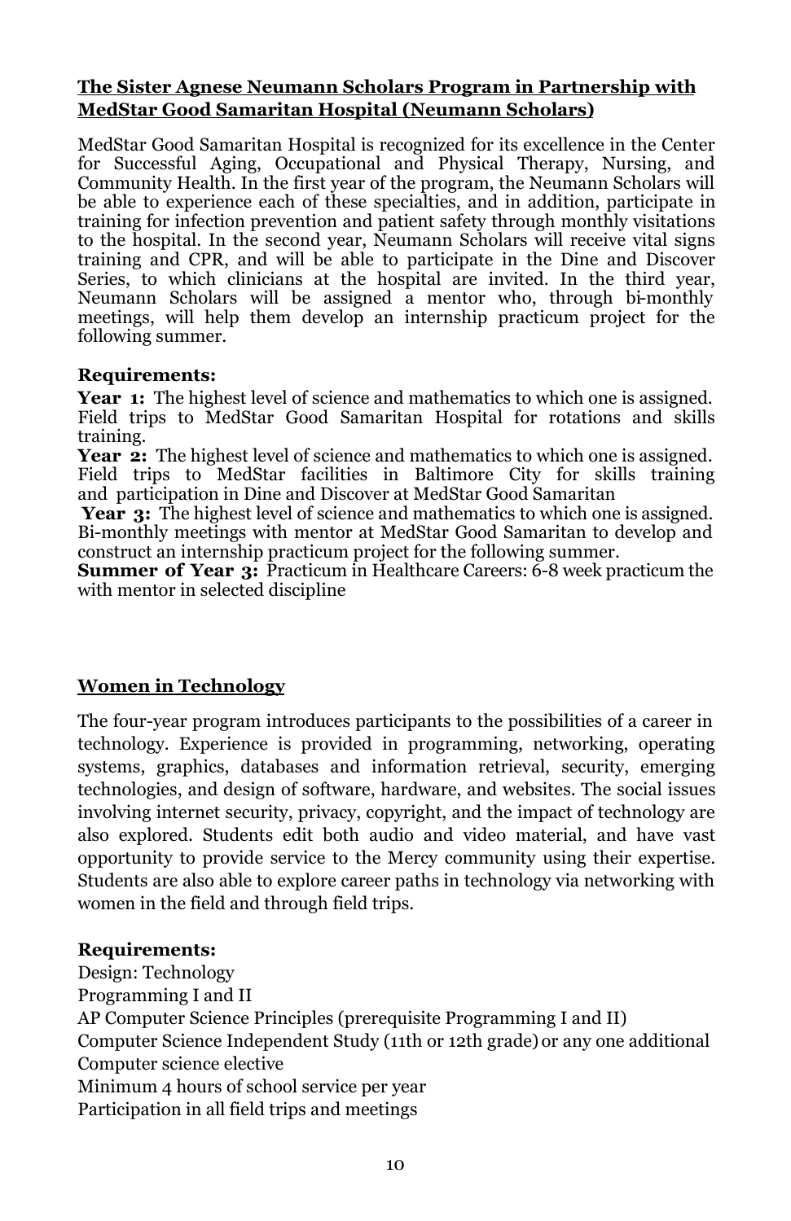**The Sister Agnese Neumann Scholars Program in Partnership with MedStar Good Samaritan Hospital (Neumann Scholars)**

MedStar Good Samaritan Hospital is recognized for its excellence in the Center for Successful Aging, Occupational and Physical Therapy, Nursing, and Community Health. In the first year of the program, the Neumann Scholars will be able to experience each of these specialties, and in addition, participate in training for infection prevention and patient safety through monthly visitations to the hospital. In the second year, Neumann Scholars will receive vital signs training and CPR, and will be able to participate in the Dine and Discover Series, to which clinicians at the hospital are invited. In the third year, Neumann Scholars will be assigned a mentor who, through bi-monthly meetings, will help them develop an internship practicum project for the following summer.

**Requirements:**

**Year 1:** The highest level of science and mathematics to which one is assigned. Field trips to MedStar Good Samaritan Hospital for rotations and skills training.

**Year 2:** The highest level of science and mathematics to which one is assigned. Field trips to MedStar facilities in Baltimore City for skills training and participation in Dine and Discover at MedStar Good Samaritan

**Year 3:** The highest level of science and mathematics to which one is assigned. Bi-monthly meetings with mentor at MedStar Good Samaritan to develop and construct an internship practicum project for the following summer.

**Summer of Year 3:** Practicum in Healthcare Careers: 6-8 week practicum the with mentor in selected discipline

**Women in Technology**

The four-year program introduces participants to the possibilities of a career in technology. Experience is provided in programming, networking, operating systems, graphics, databases and information retrieval, security, emerging technologies, and design of software, hardware, and websites. The social issues involving internet security, privacy, copyright, and the impact of technology are also explored. Students edit both audio and video material, and have vast opportunity to provide service to the Mercy community using their expertise. Students are also able to explore career paths in technology via networking with women in the field and through field trips.

**Requirements:**

Design: Technology
Programming I and II
AP Computer Science Principles (prerequisite Programming I and II)
Computer Science Independent Study (11th or 12th grade) or any one additional Computer science elective
Minimum 4 hours of school service per year
Participation in all field trips and meetings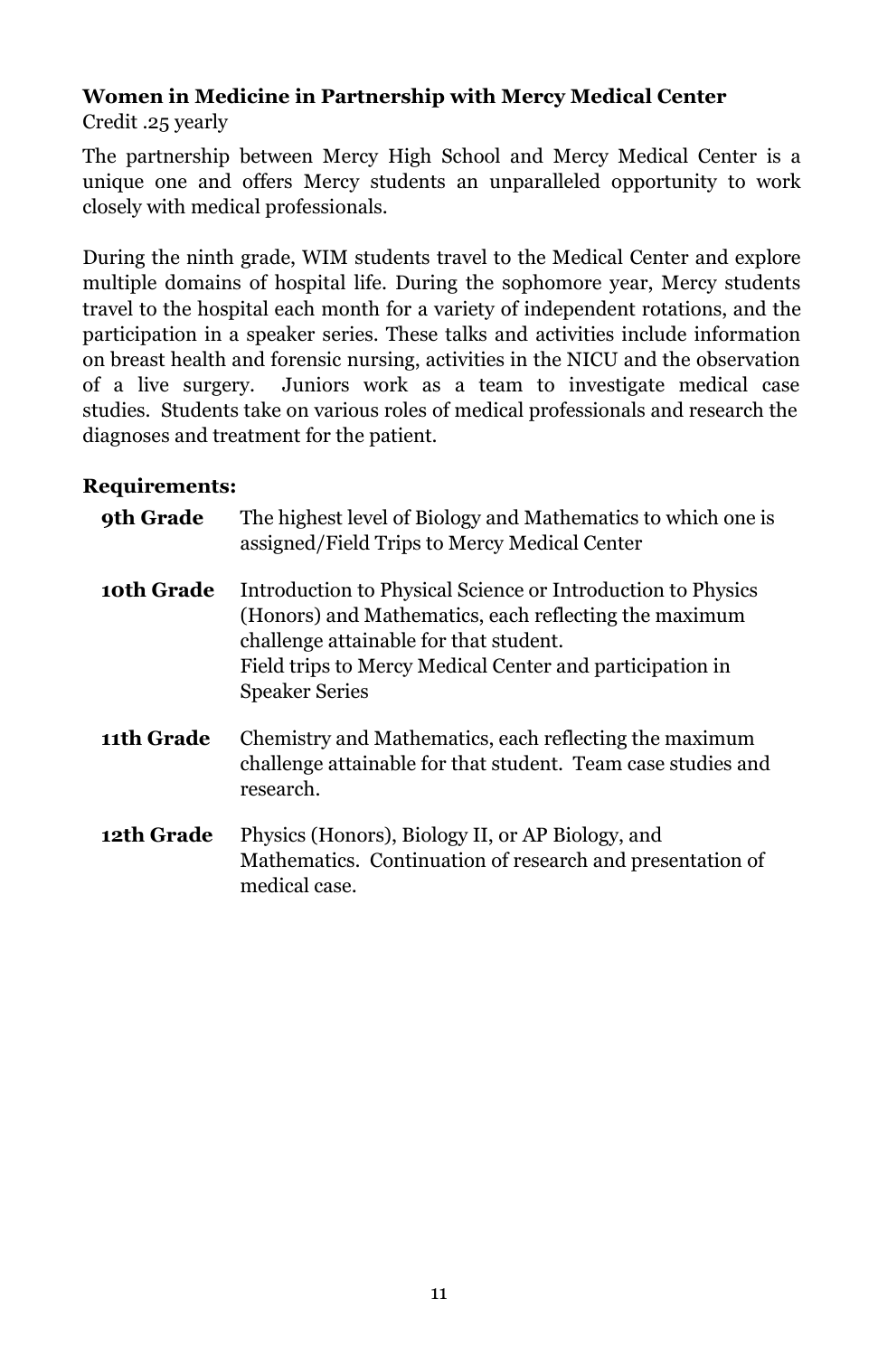**Women in Medicine in Partnership with Mercy Medical Center**

Credit .25 yearly

The partnership between Mercy High School and Mercy Medical Center is a unique one and offers Mercy students an unparalleled opportunity to work closely with medical professionals.

During the ninth grade, WIM students travel to the Medical Center and explore multiple domains of hospital life. During the sophomore year, Mercy students travel to the hospital each month for a variety of independent rotations, and the participation in a speaker series. These talks and activities include information on breast health and forensic nursing, activities in the NICU and the observation of a live surgery. Juniors work as a team to investigate medical case studies. Students take on various roles of medical professionals and research the diagnoses and treatment for the patient.

**Requirements:**

| | |
|---|---|
| **9th Grade** | The highest level of Biology and Mathematics to which one is assigned/Field Trips to Mercy Medical Center |
| **10th Grade** | Introduction to Physical Science or Introduction to Physics (Honors) and Mathematics, each reflecting the maximum challenge attainable for that student. Field trips to Mercy Medical Center and participation in Speaker Series |
| **11th Grade** | Chemistry and Mathematics, each reflecting the maximum challenge attainable for that student. Team case studies and research. |
| **12th Grade** | Physics (Honors), Biology II, or AP Biology, and Mathematics. Continuation of research and presentation of medical case. |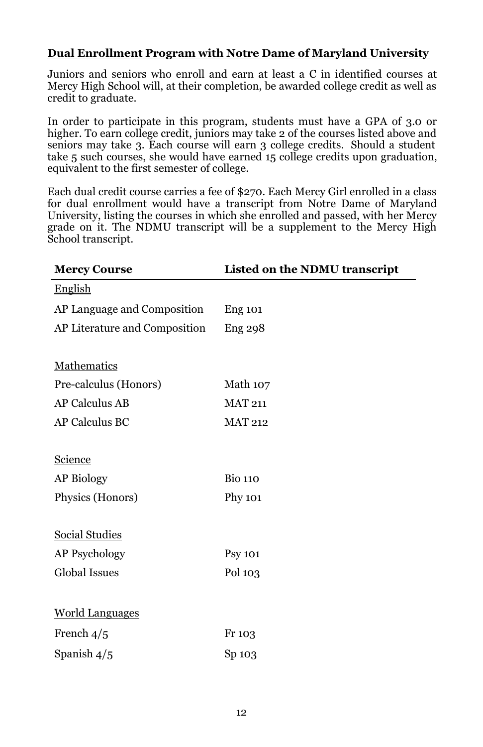## Dual Enrollment Program with Notre Dame of Maryland University

Juniors and seniors who enroll and earn at least a C in identified courses at Mercy High School will, at their completion, be awarded college credit as well as credit to graduate.

In order to participate in this program, students must have a GPA of 3.0 or higher. To earn college credit, juniors may take 2 of the courses listed above and seniors may take 3. Each course will earn 3 college credits. Should a student take 5 such courses, she would have earned 15 college credits upon graduation, equivalent to the first semester of college.

Each dual credit course carries a fee of $270. Each Mercy Girl enrolled in a class for dual enrollment would have a transcript from Notre Dame of Maryland University, listing the courses in which she enrolled and passed, with her Mercy grade on it. The NDMU transcript will be a supplement to the Mercy High School transcript.

| Mercy Course | Listed on the NDMU transcript |
|---|---|
| English | |
| AP Language and Composition | Eng 101 |
| AP Literature and Composition | Eng 298 |
| | |
| Mathematics | |
| Pre-calculus (Honors) | Math 107 |
| AP Calculus AB | MAT 211 |
| AP Calculus BC | MAT 212 |
| | |
| Science | |
| AP Biology | Bio 110 |
| Physics (Honors) | Phy 101 |
| | |
| Social Studies | |
| AP Psychology | Psy 101 |
| Global Issues | Pol 103 |
| | |
| World Languages | |
| French 4/5 | Fr 103 |
| Spanish 4/5 | Sp 103 |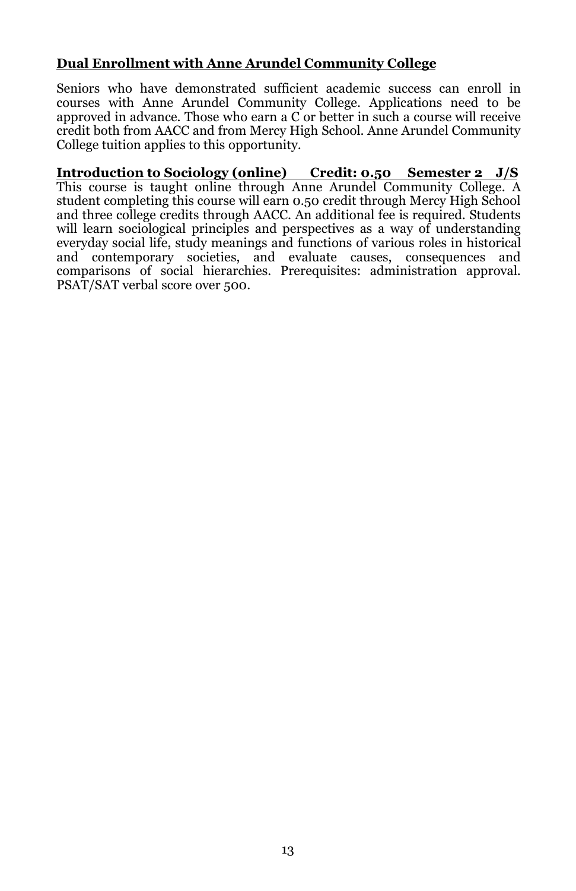## Dual Enrollment with Anne Arundel Community College

Seniors who have demonstrated sufficient academic success can enroll in courses with Anne Arundel Community College. Applications need to be approved in advance. Those who earn a C or better in such a course will receive credit both from AACC and from Mercy High School. Anne Arundel Community College tuition applies to this opportunity.

**Introduction to Sociology (online) Credit: 0.50 Semester 2 J/S**

This course is taught online through Anne Arundel Community College. A student completing this course will earn 0.50 credit through Mercy High School and three college credits through AACC. An additional fee is required. Students will learn sociological principles and perspectives as a way of understanding everyday social life, study meanings and functions of various roles in historical and contemporary societies, and evaluate causes, consequences and comparisons of social hierarchies. Prerequisites: administration approval. PSAT/SAT verbal score over 500.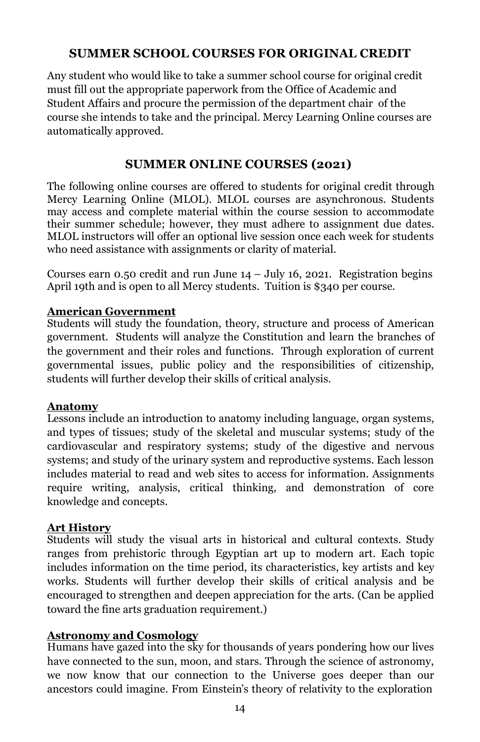## SUMMER SCHOOL COURSES FOR ORIGINAL CREDIT

Any student who would like to take a summer school course for original credit must fill out the appropriate paperwork from the Office of Academic and Student Affairs and procure the permission of the department chair of the course she intends to take and the principal. Mercy Learning Online courses are automatically approved.

## SUMMER ONLINE COURSES (2021)

The following online courses are offered to students for original credit through Mercy Learning Online (MLOL). MLOL courses are asynchronous. Students may access and complete material within the course session to accommodate their summer schedule; however, they must adhere to assignment due dates. MLOL instructors will offer an optional live session once each week for students who need assistance with assignments or clarity of material.

Courses earn 0.50 credit and run June 14 – July 16, 2021. Registration begins April 19th and is open to all Mercy students. Tuition is $340 per course.

### American Government

Students will study the foundation, theory, structure and process of American government. Students will analyze the Constitution and learn the branches of the government and their roles and functions. Through exploration of current governmental issues, public policy and the responsibilities of citizenship, students will further develop their skills of critical analysis.

### Anatomy

Lessons include an introduction to anatomy including language, organ systems, and types of tissues; study of the skeletal and muscular systems; study of the cardiovascular and respiratory systems; study of the digestive and nervous systems; and study of the urinary system and reproductive systems. Each lesson includes material to read and web sites to access for information. Assignments require writing, analysis, critical thinking, and demonstration of core knowledge and concepts.

### Art History

Students will study the visual arts in historical and cultural contexts. Study ranges from prehistoric through Egyptian art up to modern art. Each topic includes information on the time period, its characteristics, key artists and key works. Students will further develop their skills of critical analysis and be encouraged to strengthen and deepen appreciation for the arts. (Can be applied toward the fine arts graduation requirement.)

### Astronomy and Cosmology

Humans have gazed into the sky for thousands of years pondering how our lives have connected to the sun, moon, and stars. Through the science of astronomy, we now know that our connection to the Universe goes deeper than our ancestors could imagine. From Einstein's theory of relativity to the exploration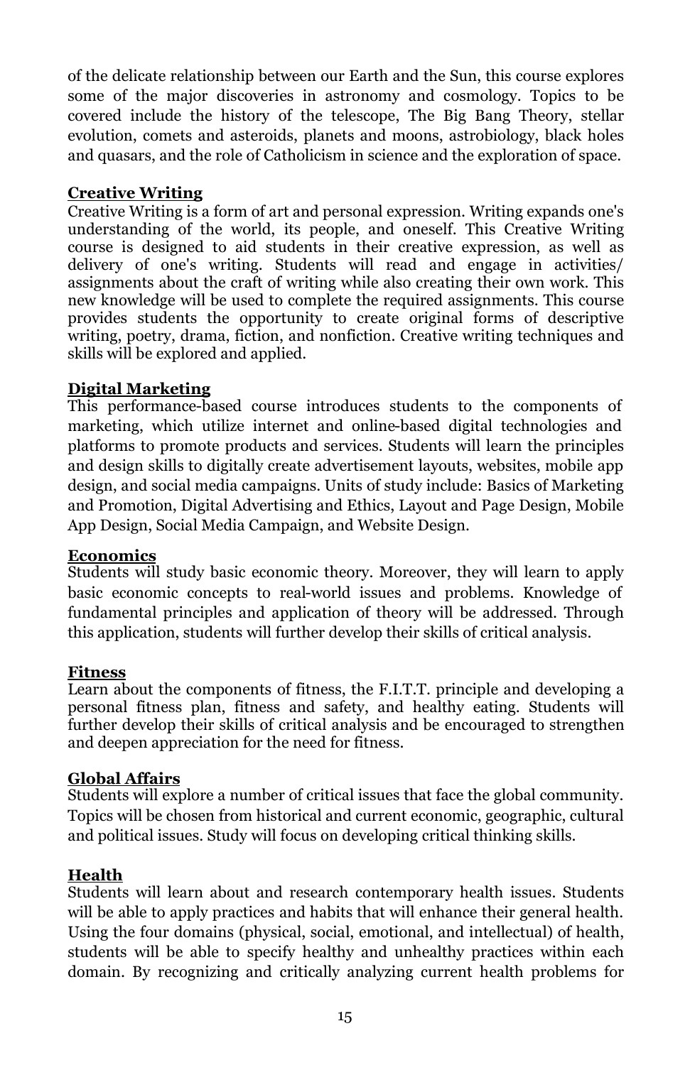of the delicate relationship between our Earth and the Sun, this course explores some of the major discoveries in astronomy and cosmology. Topics to be covered include the history of the telescope, The Big Bang Theory, stellar evolution, comets and asteroids, planets and moons, astrobiology, black holes and quasars, and the role of Catholicism in science and the exploration of space.

### Creative Writing

Creative Writing is a form of art and personal expression. Writing expands one's understanding of the world, its people, and oneself. This Creative Writing course is designed to aid students in their creative expression, as well as delivery of one's writing. Students will read and engage in activities/ assignments about the craft of writing while also creating their own work. This new knowledge will be used to complete the required assignments. This course provides students the opportunity to create original forms of descriptive writing, poetry, drama, fiction, and nonfiction. Creative writing techniques and skills will be explored and applied.

### Digital Marketing

This performance-based course introduces students to the components of marketing, which utilize internet and online-based digital technologies and platforms to promote products and services. Students will learn the principles and design skills to digitally create advertisement layouts, websites, mobile app design, and social media campaigns. Units of study include: Basics of Marketing and Promotion, Digital Advertising and Ethics, Layout and Page Design, Mobile App Design, Social Media Campaign, and Website Design.

### Economics

Students will study basic economic theory. Moreover, they will learn to apply basic economic concepts to real-world issues and problems. Knowledge of fundamental principles and application of theory will be addressed. Through this application, students will further develop their skills of critical analysis.

### Fitness

Learn about the components of fitness, the F.I.T.T. principle and developing a personal fitness plan, fitness and safety, and healthy eating. Students will further develop their skills of critical analysis and be encouraged to strengthen and deepen appreciation for the need for fitness.

### Global Affairs

Students will explore a number of critical issues that face the global community. Topics will be chosen from historical and current economic, geographic, cultural and political issues. Study will focus on developing critical thinking skills.

### Health

Students will learn about and research contemporary health issues. Students will be able to apply practices and habits that will enhance their general health. Using the four domains (physical, social, emotional, and intellectual) of health, students will be able to specify healthy and unhealthy practices within each domain. By recognizing and critically analyzing current health problems for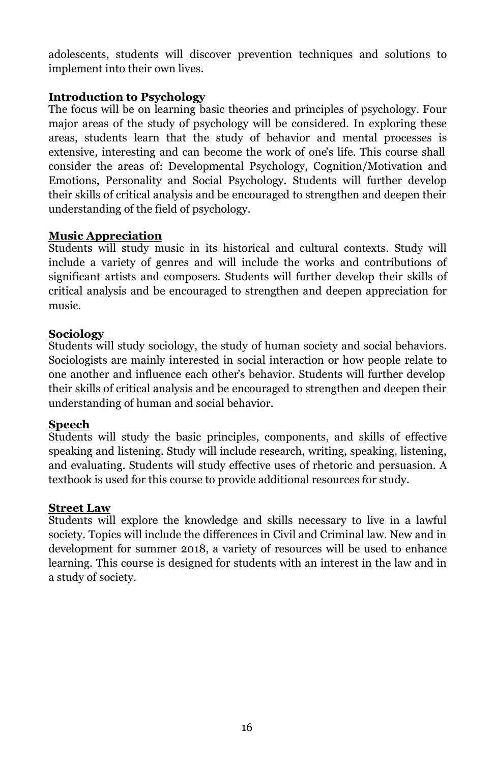adolescents, students will discover prevention techniques and solutions to implement into their own lives.

**Introduction to Psychology**

The focus will be on learning basic theories and principles of psychology. Four major areas of the study of psychology will be considered. In exploring these areas, students learn that the study of behavior and mental processes is extensive, interesting and can become the work of one's life. This course shall consider the areas of: Developmental Psychology, Cognition/Motivation and Emotions, Personality and Social Psychology. Students will further develop their skills of critical analysis and be encouraged to strengthen and deepen their understanding of the field of psychology.

**Music Appreciation**

Students will study music in its historical and cultural contexts. Study will include a variety of genres and will include the works and contributions of significant artists and composers. Students will further develop their skills of critical analysis and be encouraged to strengthen and deepen appreciation for music.

**Sociology**

Students will study sociology, the study of human society and social behaviors. Sociologists are mainly interested in social interaction or how people relate to one another and influence each other's behavior. Students will further develop their skills of critical analysis and be encouraged to strengthen and deepen their understanding of human and social behavior.

**Speech**

Students will study the basic principles, components, and skills of effective speaking and listening. Study will include research, writing, speaking, listening, and evaluating. Students will study effective uses of rhetoric and persuasion. A textbook is used for this course to provide additional resources for study.

**Street Law**

Students will explore the knowledge and skills necessary to live in a lawful society. Topics will include the differences in Civil and Criminal law. New and in development for summer 2018, a variety of resources will be used to enhance learning. This course is designed for students with an interest in the law and in a study of society.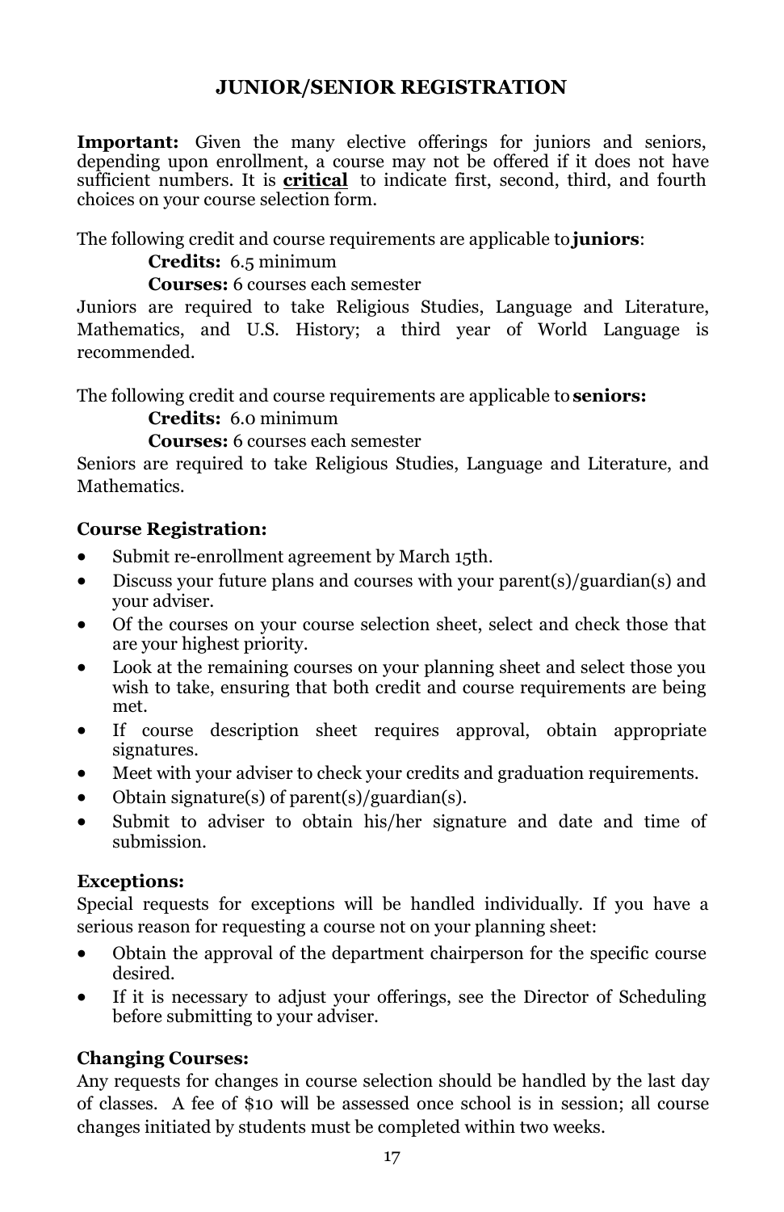# JUNIOR/SENIOR REGISTRATION

**Important:** Given the many elective offerings for juniors and seniors, depending upon enrollment, a course may not be offered if it does not have sufficient numbers. It is **critical** to indicate first, second, third, and fourth choices on your course selection form.

The following credit and course requirements are applicable to **juniors**:

**Credits:** 6.5 minimum

**Courses:** 6 courses each semester

Juniors are required to take Religious Studies, Language and Literature, Mathematics, and U.S. History; a third year of World Language is recommended.

The following credit and course requirements are applicable to **seniors:**

**Credits:** 6.0 minimum

**Courses:** 6 courses each semester

Seniors are required to take Religious Studies, Language and Literature, and Mathematics.

**Course Registration:**

- Submit re-enrollment agreement by March 15th.
- Discuss your future plans and courses with your parent(s)/guardian(s) and your adviser.
- Of the courses on your course selection sheet, select and check those that are your highest priority.
- Look at the remaining courses on your planning sheet and select those you wish to take, ensuring that both credit and course requirements are being met.
- If course description sheet requires approval, obtain appropriate signatures.
- Meet with your adviser to check your credits and graduation requirements.
- Obtain signature(s) of parent(s)/guardian(s).
- Submit to adviser to obtain his/her signature and date and time of submission.

**Exceptions:**

Special requests for exceptions will be handled individually. If you have a serious reason for requesting a course not on your planning sheet:

- Obtain the approval of the department chairperson for the specific course desired.
- If it is necessary to adjust your offerings, see the Director of Scheduling before submitting to your adviser.

**Changing Courses:**

Any requests for changes in course selection should be handled by the last day of classes. A fee of $10 will be assessed once school is in session; all course changes initiated by students must be completed within two weeks.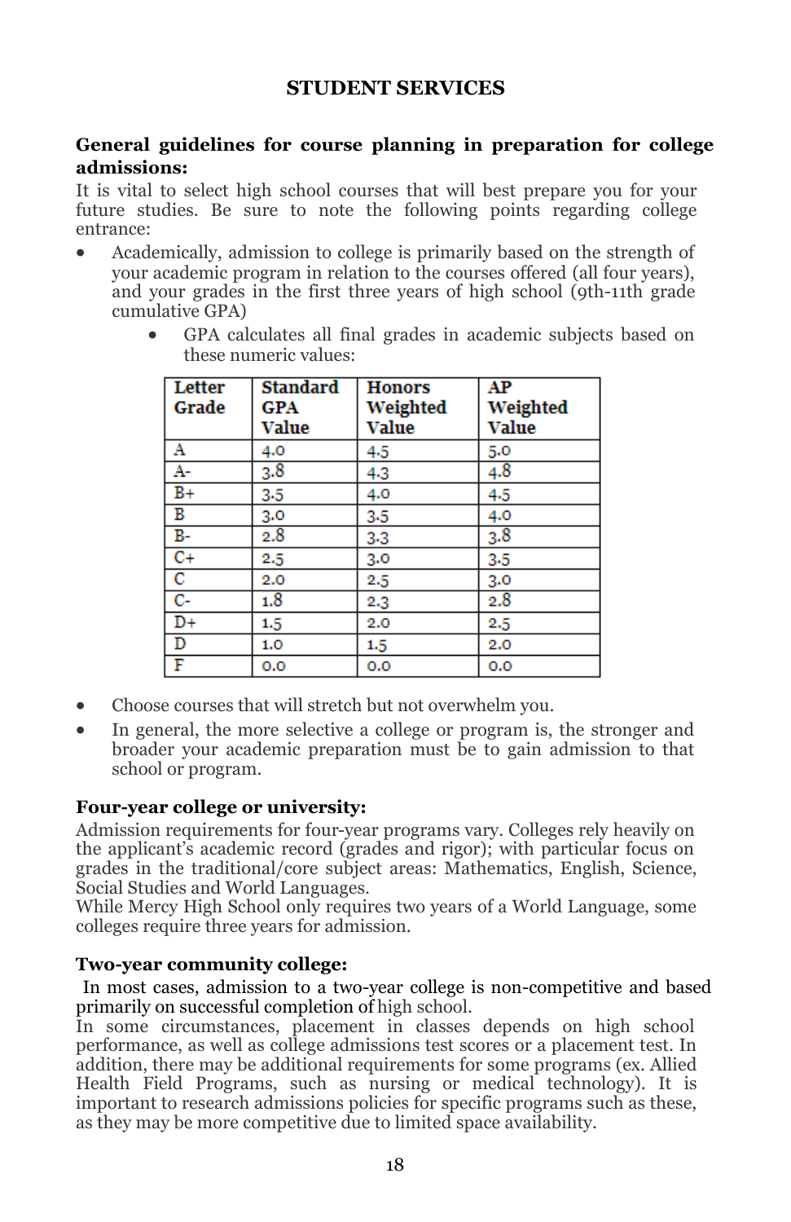# STUDENT SERVICES

**General guidelines for course planning in preparation for college admissions:**

It is vital to select high school courses that will best prepare you for your future studies. Be sure to note the following points regarding college entrance:

- Academically, admission to college is primarily based on the strength of your academic program in relation to the courses offered (all four years), and your grades in the first three years of high school (9th-11th grade cumulative GPA)
    - GPA calculates all final grades in academic subjects based on these numeric values:

| Letter Grade | Standard GPA Value | Honors Weighted Value | AP Weighted Value |
|---|---|---|---|
| A | 4.0 | 4.5 | 5.0 |
| A- | 3.8 | 4.3 | 4.8 |
| B+ | 3.5 | 4.0 | 4.5 |
| B | 3.0 | 3.5 | 4.0 |
| B- | 2.8 | 3.3 | 3.8 |
| C+ | 2.5 | 3.0 | 3.5 |
| C | 2.0 | 2.5 | 3.0 |
| C- | 1.8 | 2.3 | 2.8 |
| D+ | 1.5 | 2.0 | 2.5 |
| D | 1.0 | 1.5 | 2.0 |
| F | 0.0 | 0.0 | 0.0 |

- Choose courses that will stretch but not overwhelm you.
- In general, the more selective a college or program is, the stronger and broader your academic preparation must be to gain admission to that school or program.

**Four-year college or university:**

Admission requirements for four-year programs vary. Colleges rely heavily on the applicant's academic record (grades and rigor); with particular focus on grades in the traditional/core subject areas: Mathematics, English, Science, Social Studies and World Languages.
While Mercy High School only requires two years of a World Language, some colleges require three years for admission.

**Two-year community college:**

In most cases, admission to a two-year college is non-competitive and based primarily on successful completion of high school.
In some circumstances, placement in classes depends on high school performance, as well as college admissions test scores or a placement test. In addition, there may be additional requirements for some programs (ex. Allied Health Field Programs, such as nursing or medical technology). It is important to research admissions policies for specific programs such as these, as they may be more competitive due to limited space availability.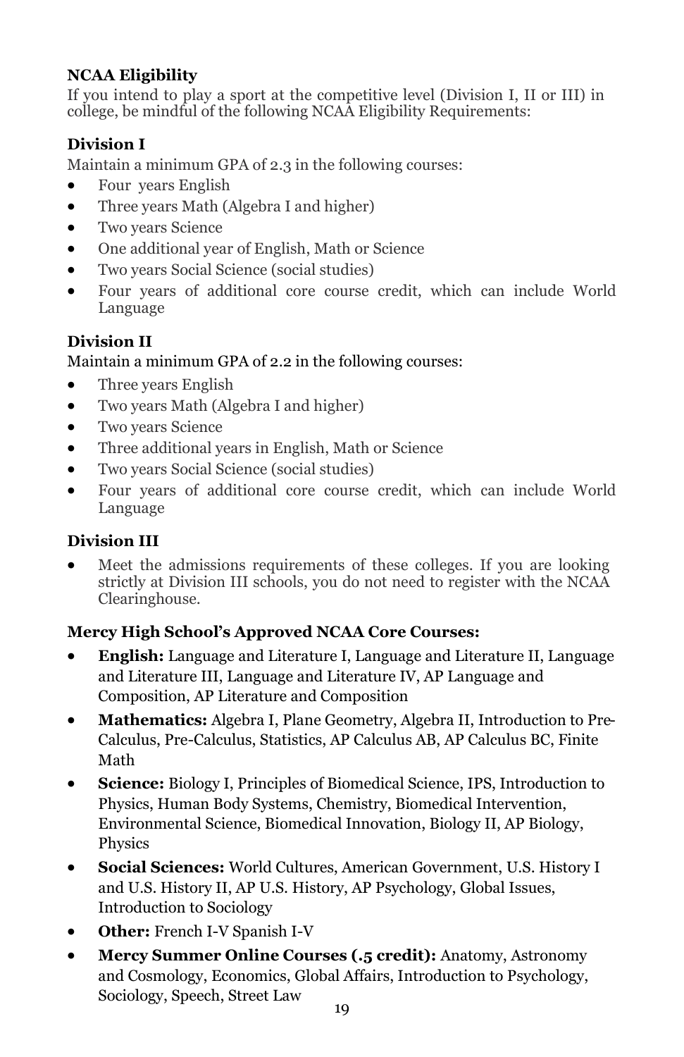## NCAA Eligibility

If you intend to play a sport at the competitive level (Division I, II or III) in college, be mindful of the following NCAA Eligibility Requirements:

### Division I

Maintain a minimum GPA of 2.3 in the following courses:

- Four years English
- Three years Math (Algebra I and higher)
- Two years Science
- One additional year of English, Math or Science
- Two years Social Science (social studies)
- Four years of additional core course credit, which can include World Language

### Division II

Maintain a minimum GPA of 2.2 in the following courses:

- Three years English
- Two years Math (Algebra I and higher)
- Two years Science
- Three additional years in English, Math or Science
- Two years Social Science (social studies)
- Four years of additional core course credit, which can include World Language

### Division III

- Meet the admissions requirements of these colleges. If you are looking strictly at Division III schools, you do not need to register with the NCAA Clearinghouse.

### Mercy High School's Approved NCAA Core Courses:

- **English:** Language and Literature I, Language and Literature II, Language and Literature III, Language and Literature IV, AP Language and Composition, AP Literature and Composition
- **Mathematics:** Algebra I, Plane Geometry, Algebra II, Introduction to Pre-Calculus, Pre-Calculus, Statistics, AP Calculus AB, AP Calculus BC, Finite Math
- **Science:** Biology I, Principles of Biomedical Science, IPS, Introduction to Physics, Human Body Systems, Chemistry, Biomedical Intervention, Environmental Science, Biomedical Innovation, Biology II, AP Biology, Physics
- **Social Sciences:** World Cultures, American Government, U.S. History I and U.S. History II, AP U.S. History, AP Psychology, Global Issues, Introduction to Sociology
- **Other:** French I-V Spanish I-V
- **Mercy Summer Online Courses (.5 credit):** Anatomy, Astronomy and Cosmology, Economics, Global Affairs, Introduction to Psychology, Sociology, Speech, Street Law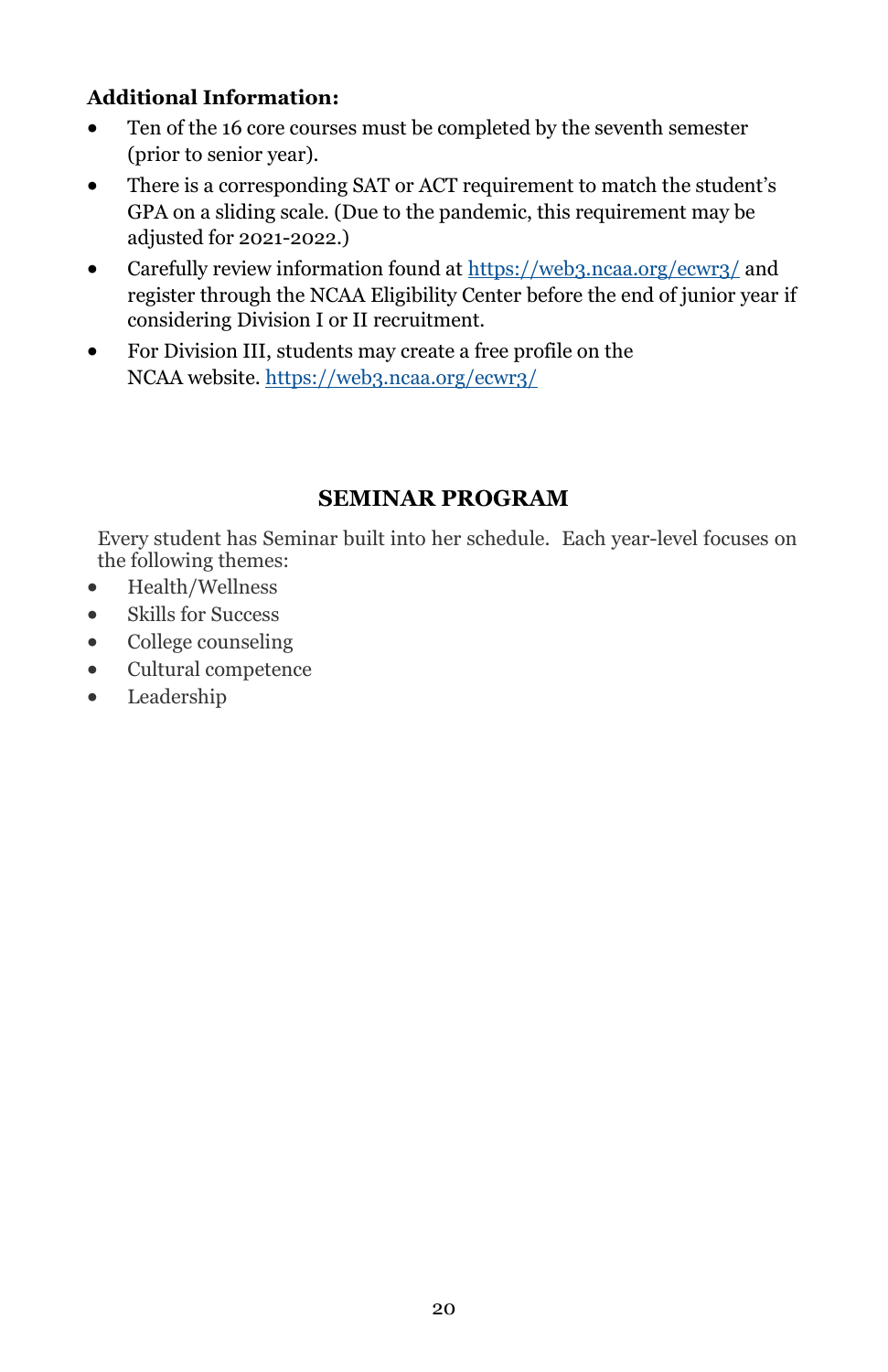**Additional Information:**

- Ten of the 16 core courses must be completed by the seventh semester (prior to senior year).
- There is a corresponding SAT or ACT requirement to match the student's GPA on a sliding scale. (Due to the pandemic, this requirement may be adjusted for 2021-2022.)
- Carefully review information found at [https://web3.ncaa.org/ecwr3/](https://web3.ncaa.org/ecwr3/) and register through the NCAA Eligibility Center before the end of junior year if considering Division I or II recruitment.
- For Division III, students may create a free profile on the NCAA website. [https://web3.ncaa.org/ecwr3/](https://web3.ncaa.org/ecwr3/)

## SEMINAR PROGRAM

Every student has Seminar built into her schedule. Each year-level focuses on the following themes:

- Health/Wellness
- Skills for Success
- College counseling
- Cultural competence
- Leadership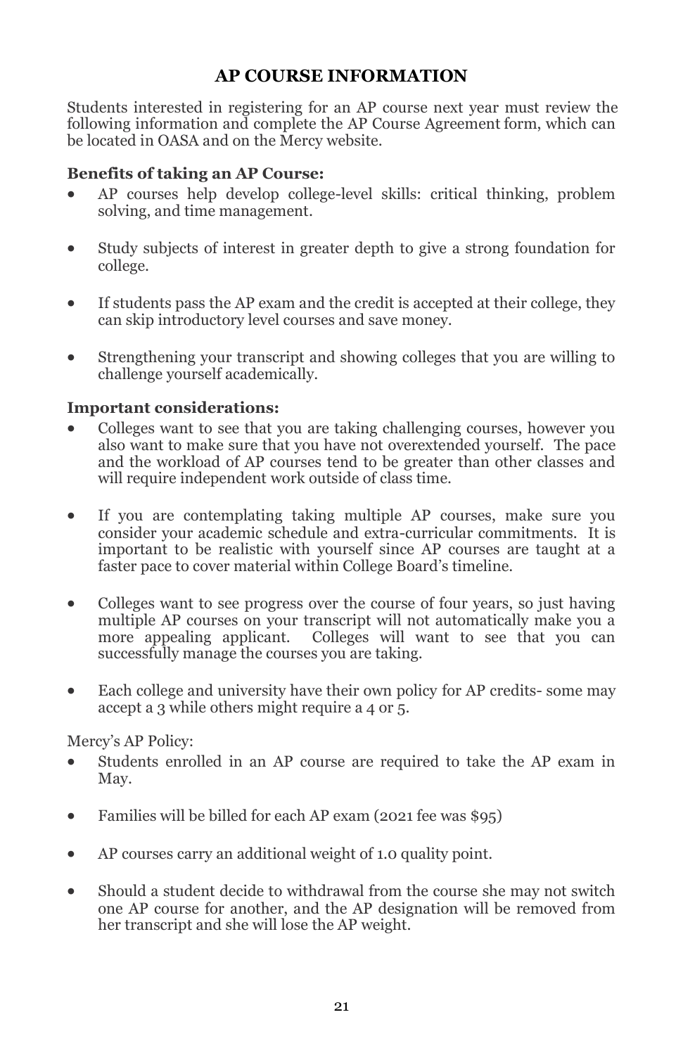# AP COURSE INFORMATION

Students interested in registering for an AP course next year must review the following information and complete the AP Course Agreement form, which can be located in OASA and on the Mercy website.

**Benefits of taking an AP Course:**

- AP courses help develop college-level skills: critical thinking, problem solving, and time management.
- Study subjects of interest in greater depth to give a strong foundation for college.
- If students pass the AP exam and the credit is accepted at their college, they can skip introductory level courses and save money.
- Strengthening your transcript and showing colleges that you are willing to challenge yourself academically.

**Important considerations:**

- Colleges want to see that you are taking challenging courses, however you also want to make sure that you have not overextended yourself. The pace and the workload of AP courses tend to be greater than other classes and will require independent work outside of class time.
- If you are contemplating taking multiple AP courses, make sure you consider your academic schedule and extra-curricular commitments. It is important to be realistic with yourself since AP courses are taught at a faster pace to cover material within College Board's timeline.
- Colleges want to see progress over the course of four years, so just having multiple AP courses on your transcript will not automatically make you a more appealing applicant. Colleges will want to see that you can successfully manage the courses you are taking.
- Each college and university have their own policy for AP credits- some may accept a 3 while others might require a 4 or 5.

Mercy's AP Policy:

- Students enrolled in an AP course are required to take the AP exam in May.
- Families will be billed for each AP exam (2021 fee was $95)
- AP courses carry an additional weight of 1.0 quality point.
- Should a student decide to withdrawal from the course she may not switch one AP course for another, and the AP designation will be removed from her transcript and she will lose the AP weight.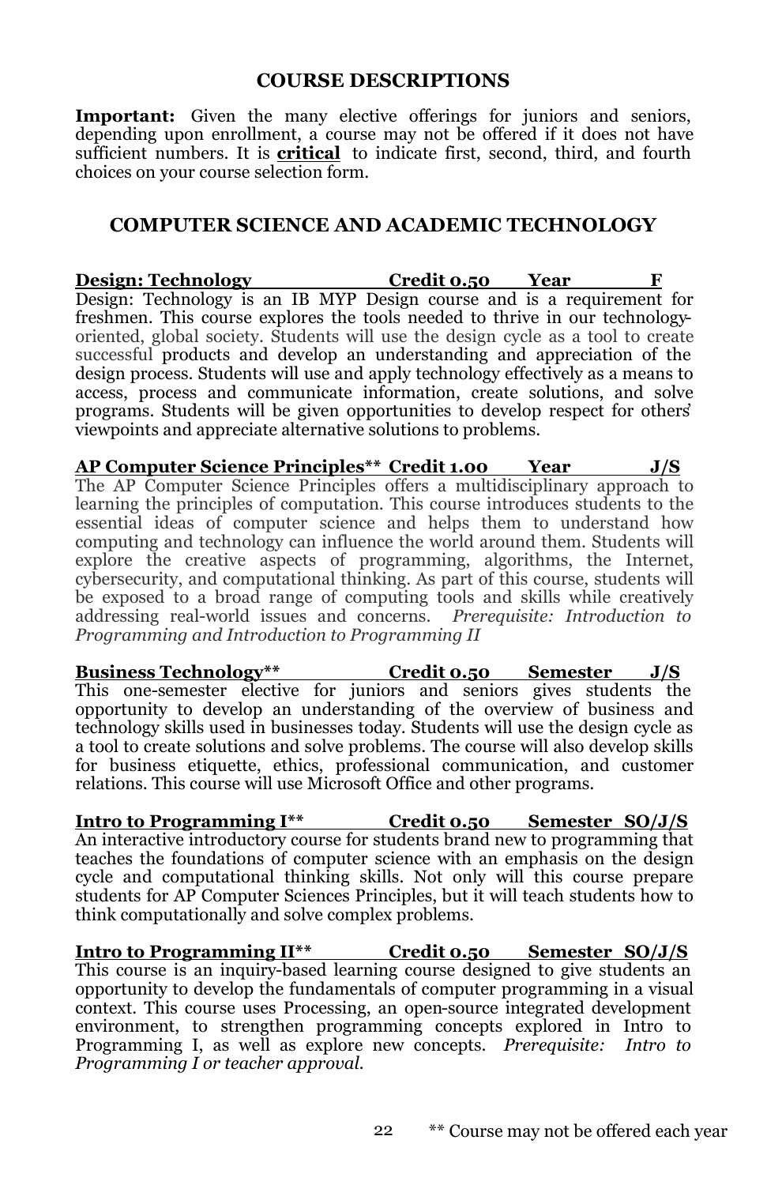## COURSE DESCRIPTIONS

**Important:** Given the many elective offerings for juniors and seniors, depending upon enrollment, a course may not be offered if it does not have sufficient numbers. It is **critical** to indicate first, second, third, and fourth choices on your course selection form.

## COMPUTER SCIENCE AND ACADEMIC TECHNOLOGY

**Design: Technology** — **Credit 0.50** — **Year** — **F**

Design: Technology is an IB MYP Design course and is a requirement for freshmen. This course explores the tools needed to thrive in our technology-oriented, global society. Students will use the design cycle as a tool to create successful products and develop an understanding and appreciation of the design process. Students will use and apply technology effectively as a means to access, process and communicate information, create solutions, and solve programs. Students will be given opportunities to develop respect for others' viewpoints and appreciate alternative solutions to problems.

**AP Computer Science Principles**** — **Credit 1.00** — **Year** — **J/S**

The AP Computer Science Principles offers a multidisciplinary approach to learning the principles of computation. This course introduces students to the essential ideas of computer science and helps them to understand how computing and technology can influence the world around them. Students will explore the creative aspects of programming, algorithms, the Internet, cybersecurity, and computational thinking. As part of this course, students will be exposed to a broad range of computing tools and skills while creatively addressing real-world issues and concerns. *Prerequisite: Introduction to Programming and Introduction to Programming II*

**Business Technology**** — **Credit 0.50** — **Semester** — **J/S**

This one-semester elective for juniors and seniors gives students the opportunity to develop an understanding of the overview of business and technology skills used in businesses today. Students will use the design cycle as a tool to create solutions and solve problems. The course will also develop skills for business etiquette, ethics, professional communication, and customer relations. This course will use Microsoft Office and other programs.

**Intro to Programming I**** — **Credit 0.50** — **Semester** — **SO/J/S**

An interactive introductory course for students brand new to programming that teaches the foundations of computer science with an emphasis on the design cycle and computational thinking skills. Not only will this course prepare students for AP Computer Sciences Principles, but it will teach students how to think computationally and solve complex problems.

**Intro to Programming II**** — **Credit 0.50** — **Semester** — **SO/J/S**

This course is an inquiry-based learning course designed to give students an opportunity to develop the fundamentals of computer programming in a visual context. This course uses Processing, an open-source integrated development environment, to strengthen programming concepts explored in Intro to Programming I, as well as explore new concepts. *Prerequisite: Intro to Programming I or teacher approval.*

** Course may not be offered each year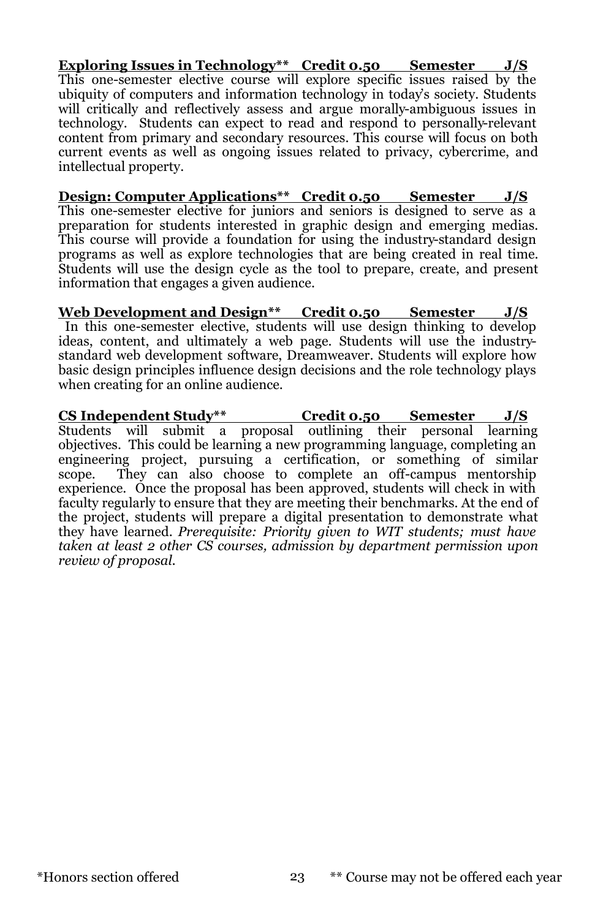**Exploring Issues in Technology** Credit 0.50 Semester J/S**

This one-semester elective course will explore specific issues raised by the ubiquity of computers and information technology in today's society. Students will critically and reflectively assess and argue morally-ambiguous issues in technology. Students can expect to read and respond to personally-relevant content from primary and secondary resources. This course will focus on both current events as well as ongoing issues related to privacy, cybercrime, and intellectual property.

**Design: Computer Applications** Credit 0.50 Semester J/S**

This one-semester elective for juniors and seniors is designed to serve as a preparation for students interested in graphic design and emerging medias. This course will provide a foundation for using the industry-standard design programs as well as explore technologies that are being created in real time. Students will use the design cycle as the tool to prepare, create, and present information that engages a given audience.

**Web Development and Design** Credit 0.50 Semester J/S**

In this one-semester elective, students will use design thinking to develop ideas, content, and ultimately a web page. Students will use the industry-standard web development software, Dreamweaver. Students will explore how basic design principles influence design decisions and the role technology plays when creating for an online audience.

**CS Independent Study** Credit 0.50 Semester J/S**

Students will submit a proposal outlining their personal learning objectives. This could be learning a new programming language, completing an engineering project, pursuing a certification, or something of similar scope. They can also choose to complete an off-campus mentorship experience. Once the proposal has been approved, students will check in with faculty regularly to ensure that they are meeting their benchmarks. At the end of the project, students will prepare a digital presentation to demonstrate what they have learned. *Prerequisite: Priority given to WIT students; must have taken at least 2 other CS courses, admission by department permission upon review of proposal.*

*Honors section offered ** Course may not be offered each year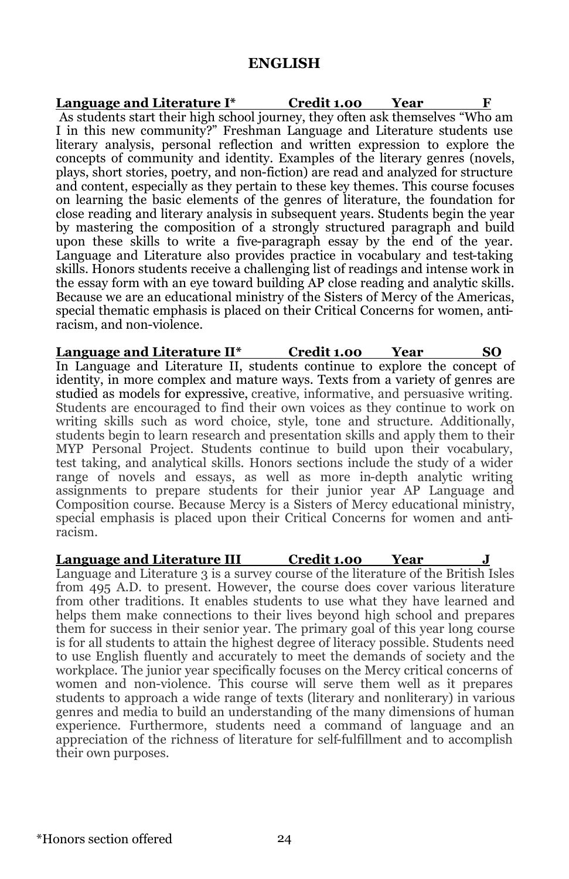# ENGLISH

**Language and Literature I* Credit 1.00 Year F**

As students start their high school journey, they often ask themselves "Who am I in this new community?" Freshman Language and Literature students use literary analysis, personal reflection and written expression to explore the concepts of community and identity. Examples of the literary genres (novels, plays, short stories, poetry, and non-fiction) are read and analyzed for structure and content, especially as they pertain to these key themes. This course focuses on learning the basic elements of the genres of literature, the foundation for close reading and literary analysis in subsequent years. Students begin the year by mastering the composition of a strongly structured paragraph and build upon these skills to write a five-paragraph essay by the end of the year. Language and Literature also provides practice in vocabulary and test-taking skills. Honors students receive a challenging list of readings and intense work in the essay form with an eye toward building AP close reading and analytic skills. Because we are an educational ministry of the Sisters of Mercy of the Americas, special thematic emphasis is placed on their Critical Concerns for women, anti-racism, and non-violence.

**Language and Literature II* Credit 1.00 Year SO**

In Language and Literature II, students continue to explore the concept of identity, in more complex and mature ways. Texts from a variety of genres are studied as models for expressive, creative, informative, and persuasive writing. Students are encouraged to find their own voices as they continue to work on writing skills such as word choice, style, tone and structure. Additionally, students begin to learn research and presentation skills and apply them to their MYP Personal Project. Students continue to build upon their vocabulary, test taking, and analytical skills. Honors sections include the study of a wider range of novels and essays, as well as more in-depth analytic writing assignments to prepare students for their junior year AP Language and Composition course. Because Mercy is a Sisters of Mercy educational ministry, special emphasis is placed upon their Critical Concerns for women and anti-racism.

**Language and Literature III Credit 1.00 Year J**

Language and Literature 3 is a survey course of the literature of the British Isles from 495 A.D. to present. However, the course does cover various literature from other traditions. It enables students to use what they have learned and helps them make connections to their lives beyond high school and prepares them for success in their senior year. The primary goal of this year long course is for all students to attain the highest degree of literacy possible. Students need to use English fluently and accurately to meet the demands of society and the workplace. The junior year specifically focuses on the Mercy critical concerns of women and non-violence. This course will serve them well as it prepares students to approach a wide range of texts (literary and nonliterary) in various genres and media to build an understanding of the many dimensions of human experience. Furthermore, students need a command of language and an appreciation of the richness of literature for self-fulfillment and to accomplish their own purposes.

*Honors section offered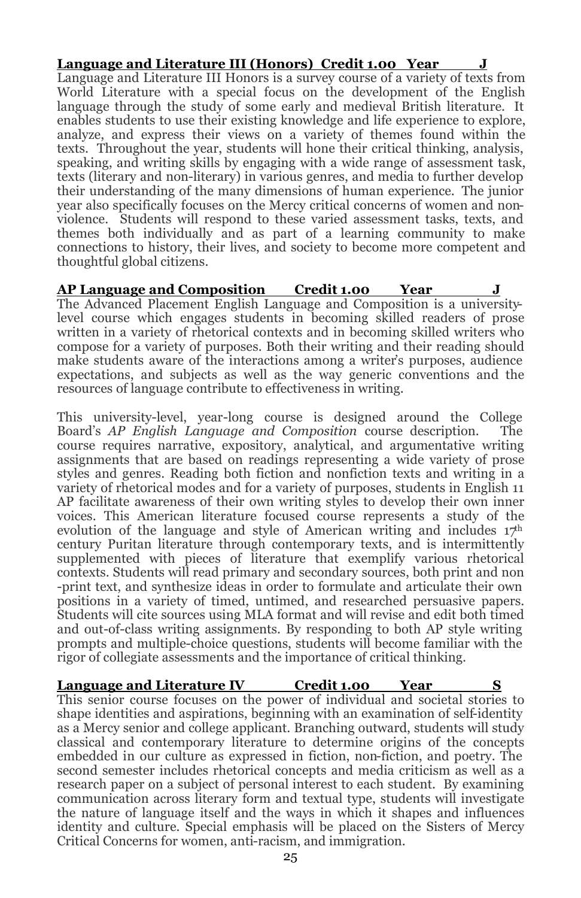**Language and Literature III (Honors) Credit 1.00 Year J**

Language and Literature III Honors is a survey course of a variety of texts from World Literature with a special focus on the development of the English language through the study of some early and medieval British literature. It enables students to use their existing knowledge and life experience to explore, analyze, and express their views on a variety of themes found within the texts. Throughout the year, students will hone their critical thinking, analysis, speaking, and writing skills by engaging with a wide range of assessment task, texts (literary and non-literary) in various genres, and media to further develop their understanding of the many dimensions of human experience. The junior year also specifically focuses on the Mercy critical concerns of women and non-violence. Students will respond to these varied assessment tasks, texts, and themes both individually and as part of a learning community to make connections to history, their lives, and society to become more competent and thoughtful global citizens.

**AP Language and Composition Credit 1.00 Year J**

The Advanced Placement English Language and Composition is a university-level course which engages students in becoming skilled readers of prose written in a variety of rhetorical contexts and in becoming skilled writers who compose for a variety of purposes. Both their writing and their reading should make students aware of the interactions among a writer's purposes, audience expectations, and subjects as well as the way generic conventions and the resources of language contribute to effectiveness in writing.

This university-level, year-long course is designed around the College Board's *AP English Language and Composition* course description. The course requires narrative, expository, analytical, and argumentative writing assignments that are based on readings representing a wide variety of prose styles and genres. Reading both fiction and nonfiction texts and writing in a variety of rhetorical modes and for a variety of purposes, students in English 11 AP facilitate awareness of their own writing styles to develop their own inner voices. This American literature focused course represents a study of the evolution of the language and style of American writing and includes 17th century Puritan literature through contemporary texts, and is intermittently supplemented with pieces of literature that exemplify various rhetorical contexts. Students will read primary and secondary sources, both print and non -print text, and synthesize ideas in order to formulate and articulate their own positions in a variety of timed, untimed, and researched persuasive papers. Students will cite sources using MLA format and will revise and edit both timed and out-of-class writing assignments. By responding to both AP style writing prompts and multiple-choice questions, students will become familiar with the rigor of collegiate assessments and the importance of critical thinking.

**Language and Literature IV Credit 1.00 Year S**

This senior course focuses on the power of individual and societal stories to shape identities and aspirations, beginning with an examination of self-identity as a Mercy senior and college applicant. Branching outward, students will study classical and contemporary literature to determine origins of the concepts embedded in our culture as expressed in fiction, non-fiction, and poetry. The second semester includes rhetorical concepts and media criticism as well as a research paper on a subject of personal interest to each student. By examining communication across literary form and textual type, students will investigate the nature of language itself and the ways in which it shapes and influences identity and culture. Special emphasis will be placed on the Sisters of Mercy Critical Concerns for women, anti-racism, and immigration.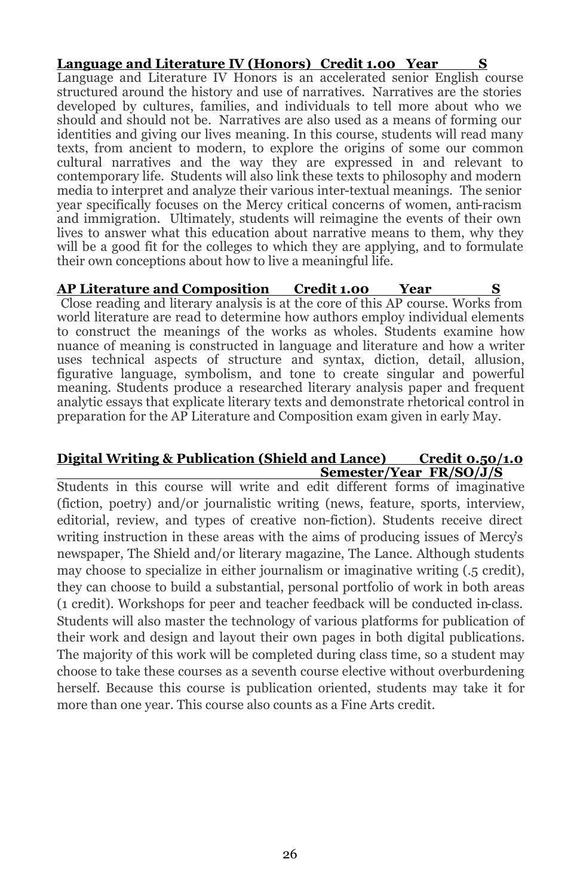**Language and Literature IV (Honors)   Credit 1.00   Year   S**

Language and Literature IV Honors is an accelerated senior English course structured around the history and use of narratives. Narratives are the stories developed by cultures, families, and individuals to tell more about who we should and should not be. Narratives are also used as a means of forming our identities and giving our lives meaning. In this course, students will read many texts, from ancient to modern, to explore the origins of some our common cultural narratives and the way they are expressed in and relevant to contemporary life. Students will also link these texts to philosophy and modern media to interpret and analyze their various inter-textual meanings. The senior year specifically focuses on the Mercy critical concerns of women, anti-racism and immigration. Ultimately, students will reimagine the events of their own lives to answer what this education about narrative means to them, why they will be a good fit for the colleges to which they are applying, and to formulate their own conceptions about how to live a meaningful life.

**AP Literature and Composition   Credit 1.00   Year   S**

Close reading and literary analysis is at the core of this AP course. Works from world literature are read to determine how authors employ individual elements to construct the meanings of the works as wholes. Students examine how nuance of meaning is constructed in language and literature and how a writer uses technical aspects of structure and syntax, diction, detail, allusion, figurative language, symbolism, and tone to create singular and powerful meaning. Students produce a researched literary analysis paper and frequent analytic essays that explicate literary texts and demonstrate rhetorical control in preparation for the AP Literature and Composition exam given in early May.

**Digital Writing & Publication (Shield and Lance)   Credit 0.50/1.0   Semester/Year   FR/SO/J/S**

Students in this course will write and edit different forms of imaginative (fiction, poetry) and/or journalistic writing (news, feature, sports, interview, editorial, review, and types of creative non-fiction). Students receive direct writing instruction in these areas with the aims of producing issues of Mercy's newspaper, The Shield and/or literary magazine, The Lance. Although students may choose to specialize in either journalism or imaginative writing (.5 credit), they can choose to build a substantial, personal portfolio of work in both areas (1 credit). Workshops for peer and teacher feedback will be conducted in-class. Students will also master the technology of various platforms for publication of their work and design and layout their own pages in both digital publications. The majority of this work will be completed during class time, so a student may choose to take these courses as a seventh course elective without overburdening herself. Because this course is publication oriented, students may take it for more than one year. This course also counts as a Fine Arts credit.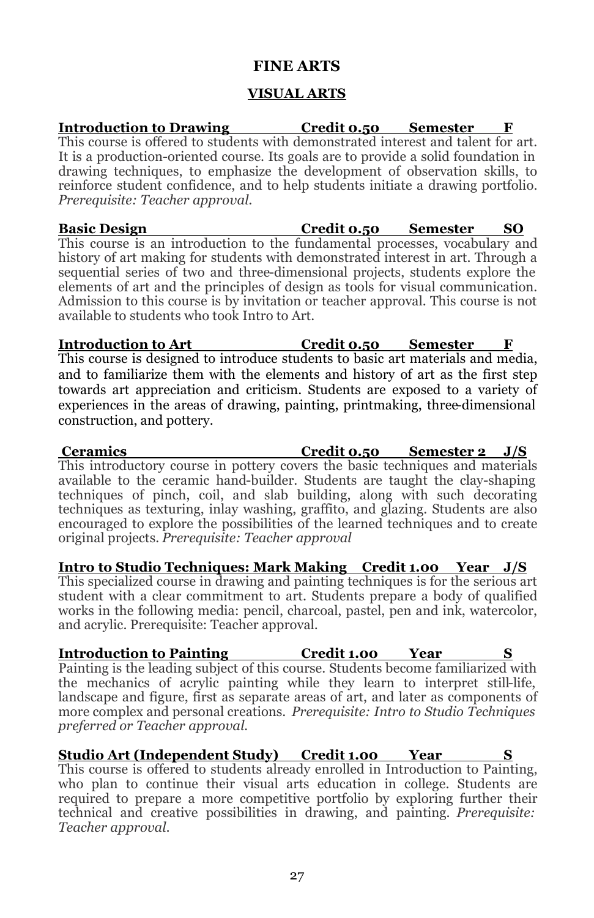# FINE ARTS

## VISUAL ARTS

**Introduction to Drawing — Credit 0.50 — Semester — F**

This course is offered to students with demonstrated interest and talent for art. It is a production-oriented course. Its goals are to provide a solid foundation in drawing techniques, to emphasize the development of observation skills, to reinforce student confidence, and to help students initiate a drawing portfolio. *Prerequisite: Teacher approval.*

**Basic Design — Credit 0.50 — Semester — SO**

This course is an introduction to the fundamental processes, vocabulary and history of art making for students with demonstrated interest in art. Through a sequential series of two and three-dimensional projects, students explore the elements of art and the principles of design as tools for visual communication. Admission to this course is by invitation or teacher approval. This course is not available to students who took Intro to Art.

**Introduction to Art — Credit 0.50 — Semester — F**

This course is designed to introduce students to basic art materials and media, and to familiarize them with the elements and history of art as the first step towards art appreciation and criticism. Students are exposed to a variety of experiences in the areas of drawing, painting, printmaking, three-dimensional construction, and pottery.

**Ceramics — Credit 0.50 — Semester 2 — J/S**

This introductory course in pottery covers the basic techniques and materials available to the ceramic hand-builder. Students are taught the clay-shaping techniques of pinch, coil, and slab building, along with such decorating techniques as texturing, inlay washing, graffito, and glazing. Students are also encouraged to explore the possibilities of the learned techniques and to create original projects. *Prerequisite: Teacher approval*

**Intro to Studio Techniques: Mark Making — Credit 1.00 — Year — J/S**

This specialized course in drawing and painting techniques is for the serious art student with a clear commitment to art. Students prepare a body of qualified works in the following media: pencil, charcoal, pastel, pen and ink, watercolor, and acrylic. Prerequisite: Teacher approval.

**Introduction to Painting — Credit 1.00 — Year — S**

Painting is the leading subject of this course. Students become familiarized with the mechanics of acrylic painting while they learn to interpret still-life, landscape and figure, first as separate areas of art, and later as components of more complex and personal creations. *Prerequisite: Intro to Studio Techniques preferred or Teacher approval.*

**Studio Art (Independent Study) — Credit 1.00 — Year — S**

This course is offered to students already enrolled in Introduction to Painting, who plan to continue their visual arts education in college. Students are required to prepare a more competitive portfolio by exploring further their technical and creative possibilities in drawing, and painting. *Prerequisite: Teacher approval.*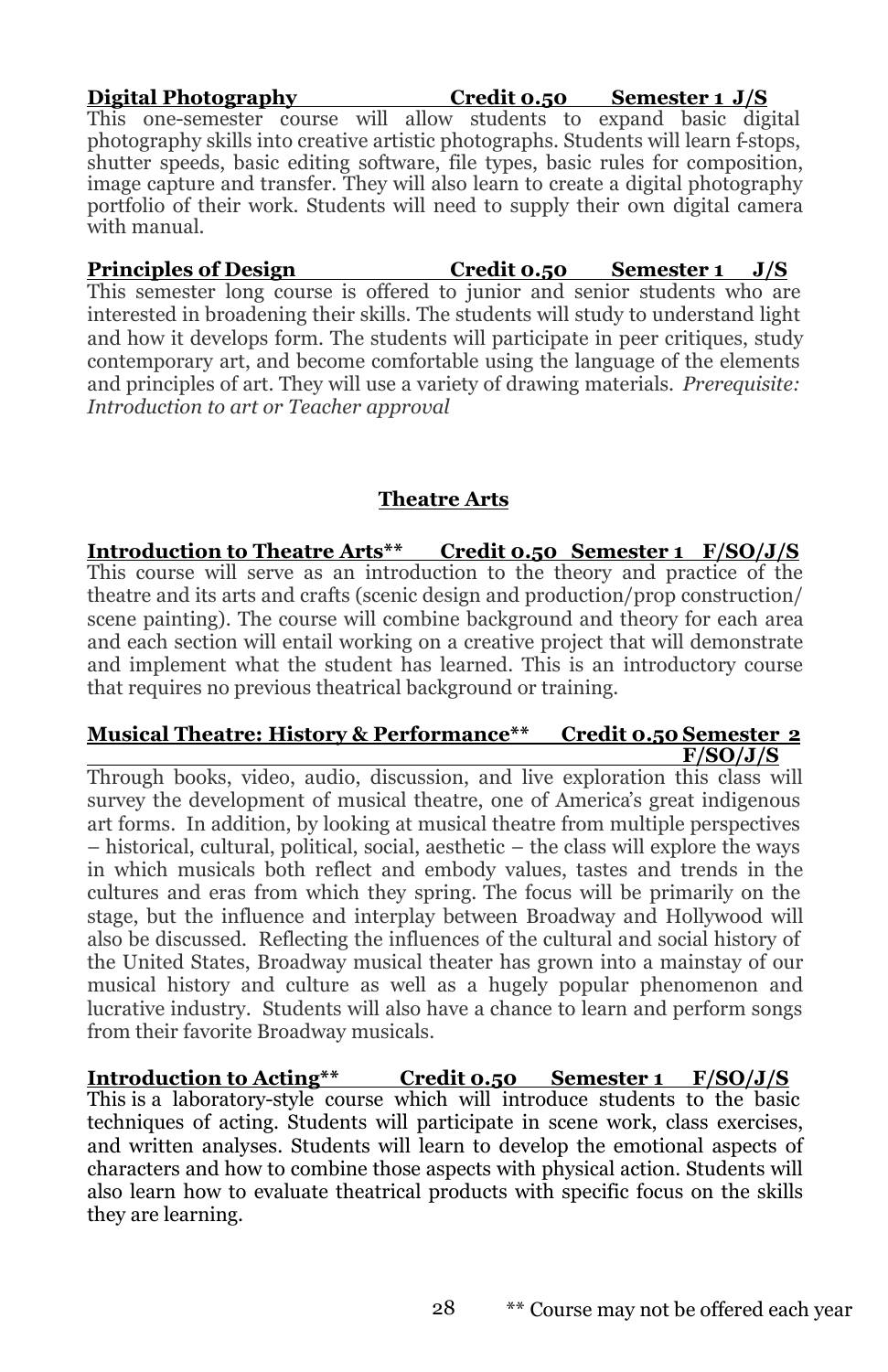**Digital Photography Credit 0.50 Semester 1 J/S**

This one-semester course will allow students to expand basic digital photography skills into creative artistic photographs. Students will learn f-stops, shutter speeds, basic editing software, file types, basic rules for composition, image capture and transfer. They will also learn to create a digital photography portfolio of their work. Students will need to supply their own digital camera with manual.

**Principles of Design Credit 0.50 Semester 1 J/S**

This semester long course is offered to junior and senior students who are interested in broadening their skills. The students will study to understand light and how it develops form. The students will participate in peer critiques, study contemporary art, and become comfortable using the language of the elements and principles of art. They will use a variety of drawing materials. *Prerequisite: Introduction to art or Teacher approval*

## Theatre Arts

**Introduction to Theatre Arts** Credit 0.50 Semester 1 F/SO/J/S**

This course will serve as an introduction to the theory and practice of the theatre and its arts and crafts (scenic design and production/prop construction/ scene painting). The course will combine background and theory for each area and each section will entail working on a creative project that will demonstrate and implement what the student has learned. This is an introductory course that requires no previous theatrical background or training.

**Musical Theatre: History & Performance** Credit 0.50 Semester 2 F/SO/J/S**

Through books, video, audio, discussion, and live exploration this class will survey the development of musical theatre, one of America's great indigenous art forms. In addition, by looking at musical theatre from multiple perspectives – historical, cultural, political, social, aesthetic – the class will explore the ways in which musicals both reflect and embody values, tastes and trends in the cultures and eras from which they spring. The focus will be primarily on the stage, but the influence and interplay between Broadway and Hollywood will also be discussed. Reflecting the influences of the cultural and social history of the United States, Broadway musical theater has grown into a mainstay of our musical history and culture as well as a hugely popular phenomenon and lucrative industry. Students will also have a chance to learn and perform songs from their favorite Broadway musicals.

**Introduction to Acting** Credit 0.50 Semester 1 F/SO/J/S**

This is a laboratory-style course which will introduce students to the basic techniques of acting. Students will participate in scene work, class exercises, and written analyses. Students will learn to develop the emotional aspects of characters and how to combine those aspects with physical action. Students will also learn how to evaluate theatrical products with specific focus on the skills they are learning.

** Course may not be offered each year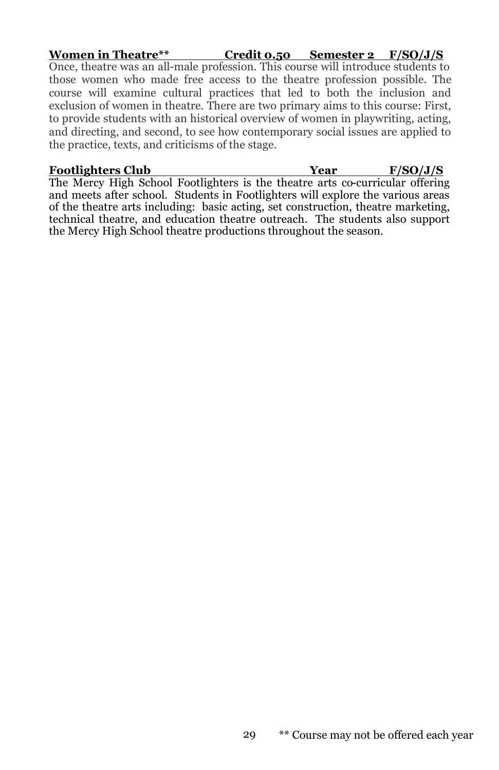**Women in Theatre\*\*      Credit 0.50   Semester 2   F/SO/J/S**

Once, theatre was an all-male profession. This course will introduce students to those women who made free access to the theatre profession possible. The course will examine cultural practices that led to both the inclusion and exclusion of women in theatre. There are two primary aims to this course: First, to provide students with an historical overview of women in playwriting, acting, and directing, and second, to see how contemporary social issues are applied to the practice, texts, and criticisms of the stage.

**Footlighters Club      Year      F/SO/J/S**

The Mercy High School Footlighters is the theatre arts co-curricular offering and meets after school. Students in Footlighters will explore the various areas of the theatre arts including: basic acting, set construction, theatre marketing, technical theatre, and education theatre outreach. The students also support the Mercy High School theatre productions throughout the season.

** Course may not be offered each year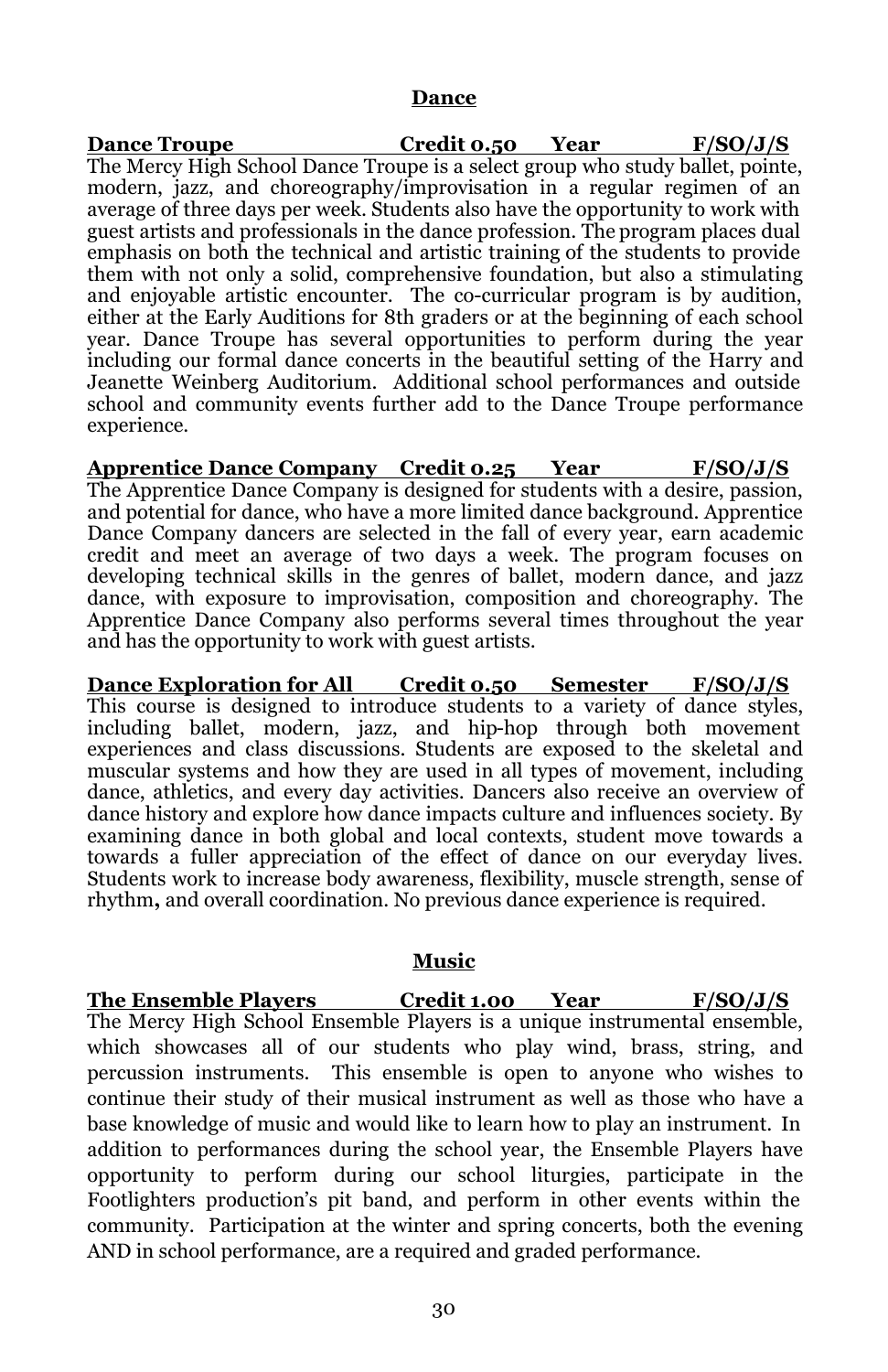## Dance

**Dance Troupe Credit 0.50 Year F/SO/J/S**

The Mercy High School Dance Troupe is a select group who study ballet, pointe, modern, jazz, and choreography/improvisation in a regular regimen of an average of three days per week. Students also have the opportunity to work with guest artists and professionals in the dance profession. The program places dual emphasis on both the technical and artistic training of the students to provide them with not only a solid, comprehensive foundation, but also a stimulating and enjoyable artistic encounter. The co-curricular program is by audition, either at the Early Auditions for 8th graders or at the beginning of each school year. Dance Troupe has several opportunities to perform during the year including our formal dance concerts in the beautiful setting of the Harry and Jeanette Weinberg Auditorium. Additional school performances and outside school and community events further add to the Dance Troupe performance experience.

**Apprentice Dance Company Credit 0.25 Year F/SO/J/S**

The Apprentice Dance Company is designed for students with a desire, passion, and potential for dance, who have a more limited dance background. Apprentice Dance Company dancers are selected in the fall of every year, earn academic credit and meet an average of two days a week. The program focuses on developing technical skills in the genres of ballet, modern dance, and jazz dance, with exposure to improvisation, composition and choreography. The Apprentice Dance Company also performs several times throughout the year and has the opportunity to work with guest artists.

**Dance Exploration for All Credit 0.50 Semester F/SO/J/S**

This course is designed to introduce students to a variety of dance styles, including ballet, modern, jazz, and hip-hop through both movement experiences and class discussions. Students are exposed to the skeletal and muscular systems and how they are used in all types of movement, including dance, athletics, and every day activities. Dancers also receive an overview of dance history and explore how dance impacts culture and influences society. By examining dance in both global and local contexts, student move towards a towards a fuller appreciation of the effect of dance on our everyday lives. Students work to increase body awareness, flexibility, muscle strength, sense of rhythm**,** and overall coordination. No previous dance experience is required.

## Music

**The Ensemble Players Credit 1.00 Year F/SO/J/S**

The Mercy High School Ensemble Players is a unique instrumental ensemble, which showcases all of our students who play wind, brass, string, and percussion instruments. This ensemble is open to anyone who wishes to continue their study of their musical instrument as well as those who have a base knowledge of music and would like to learn how to play an instrument. In addition to performances during the school year, the Ensemble Players have opportunity to perform during our school liturgies, participate in the Footlighters production's pit band, and perform in other events within the community. Participation at the winter and spring concerts, both the evening AND in school performance, are a required and graded performance.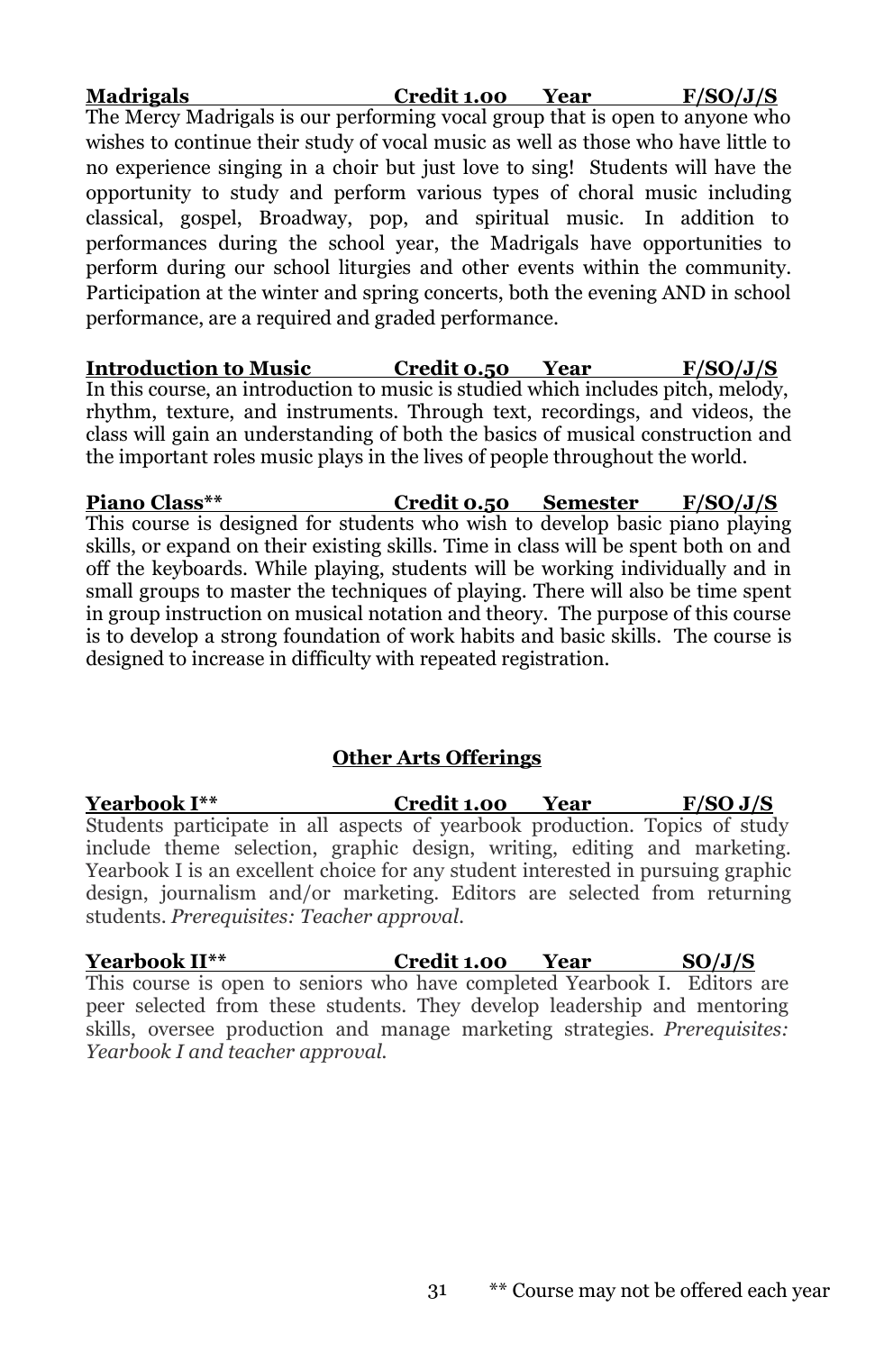**Madrigals Credit 1.00 Year F/SO/J/S**

The Mercy Madrigals is our performing vocal group that is open to anyone who wishes to continue their study of vocal music as well as those who have little to no experience singing in a choir but just love to sing! Students will have the opportunity to study and perform various types of choral music including classical, gospel, Broadway, pop, and spiritual music. In addition to performances during the school year, the Madrigals have opportunities to perform during our school liturgies and other events within the community. Participation at the winter and spring concerts, both the evening AND in school performance, are a required and graded performance.

**Introduction to Music Credit 0.50 Year F/SO/J/S**

In this course, an introduction to music is studied which includes pitch, melody, rhythm, texture, and instruments. Through text, recordings, and videos, the class will gain an understanding of both the basics of musical construction and the important roles music plays in the lives of people throughout the world.

**Piano Class** Credit 0.50 Semester F/SO/J/S**

This course is designed for students who wish to develop basic piano playing skills, or expand on their existing skills. Time in class will be spent both on and off the keyboards. While playing, students will be working individually and in small groups to master the techniques of playing. There will also be time spent in group instruction on musical notation and theory. The purpose of this course is to develop a strong foundation of work habits and basic skills. The course is designed to increase in difficulty with repeated registration.

## Other Arts Offerings

**Yearbook I** Credit 1.00 Year F/SO J/S**

Students participate in all aspects of yearbook production. Topics of study include theme selection, graphic design, writing, editing and marketing. Yearbook I is an excellent choice for any student interested in pursuing graphic design, journalism and/or marketing. Editors are selected from returning students. *Prerequisites: Teacher approval.*

**Yearbook II** Credit 1.00 Year SO/J/S**

This course is open to seniors who have completed Yearbook I. Editors are peer selected from these students. They develop leadership and mentoring skills, oversee production and manage marketing strategies. *Prerequisites: Yearbook I and teacher approval.*

** Course may not be offered each year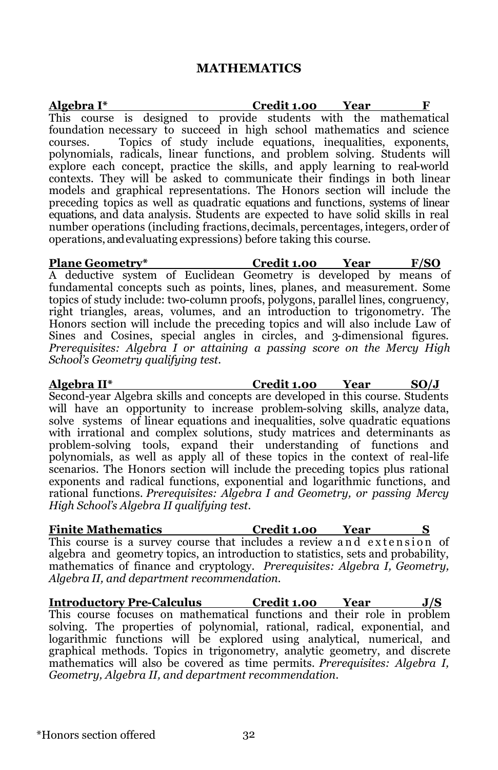## MATHEMATICS

**Algebra I*** **Credit 1.00** **Year** **F**

This course is designed to provide students with the mathematical foundation necessary to succeed in high school mathematics and science courses. Topics of study include equations, inequalities, exponents, polynomials, radicals, linear functions, and problem solving. Students will explore each concept, practice the skills, and apply learning to real-world contexts. They will be asked to communicate their findings in both linear models and graphical representations. The Honors section will include the preceding topics as well as quadratic equations and functions, systems of linear equations, and data analysis. Students are expected to have solid skills in real number operations (including fractions, decimals, percentages, integers, order of operations, and evaluating expressions) before taking this course.

**Plane Geometry*** **Credit 1.00** **Year** **F/SO**

A deductive system of Euclidean Geometry is developed by means of fundamental concepts such as points, lines, planes, and measurement. Some topics of study include: two-column proofs, polygons, parallel lines, congruency, right triangles, areas, volumes, and an introduction to trigonometry. The Honors section will include the preceding topics and will also include Law of Sines and Cosines, special angles in circles, and 3-dimensional figures. *Prerequisites: Algebra I or attaining a passing score on the Mercy High School's Geometry qualifying test.*

**Algebra II*** **Credit 1.00** **Year** **SO/J**

Second-year Algebra skills and concepts are developed in this course. Students will have an opportunity to increase problem-solving skills, analyze data, solve systems of linear equations and inequalities, solve quadratic equations with irrational and complex solutions, study matrices and determinants as problem-solving tools, expand their understanding of functions and polynomials, as well as apply all of these topics in the context of real-life scenarios. The Honors section will include the preceding topics plus rational exponents and radical functions, exponential and logarithmic functions, and rational functions. *Prerequisites: Algebra I and Geometry, or passing Mercy High School's Algebra II qualifying test.*

**Finite Mathematics** **Credit 1.00** **Year** **S**

This course is a survey course that includes a review and extension of algebra and geometry topics, an introduction to statistics, sets and probability, mathematics of finance and cryptology. *Prerequisites: Algebra I, Geometry, Algebra II, and department recommendation.*

**Introductory Pre-Calculus** **Credit 1.00** **Year** **J/S**

This course focuses on mathematical functions and their role in problem solving. The properties of polynomial, rational, radical, exponential, and logarithmic functions will be explored using analytical, numerical, and graphical methods. Topics in trigonometry, analytic geometry, and discrete mathematics will also be covered as time permits. *Prerequisites: Algebra I, Geometry, Algebra II, and department recommendation.*

*Honors section offered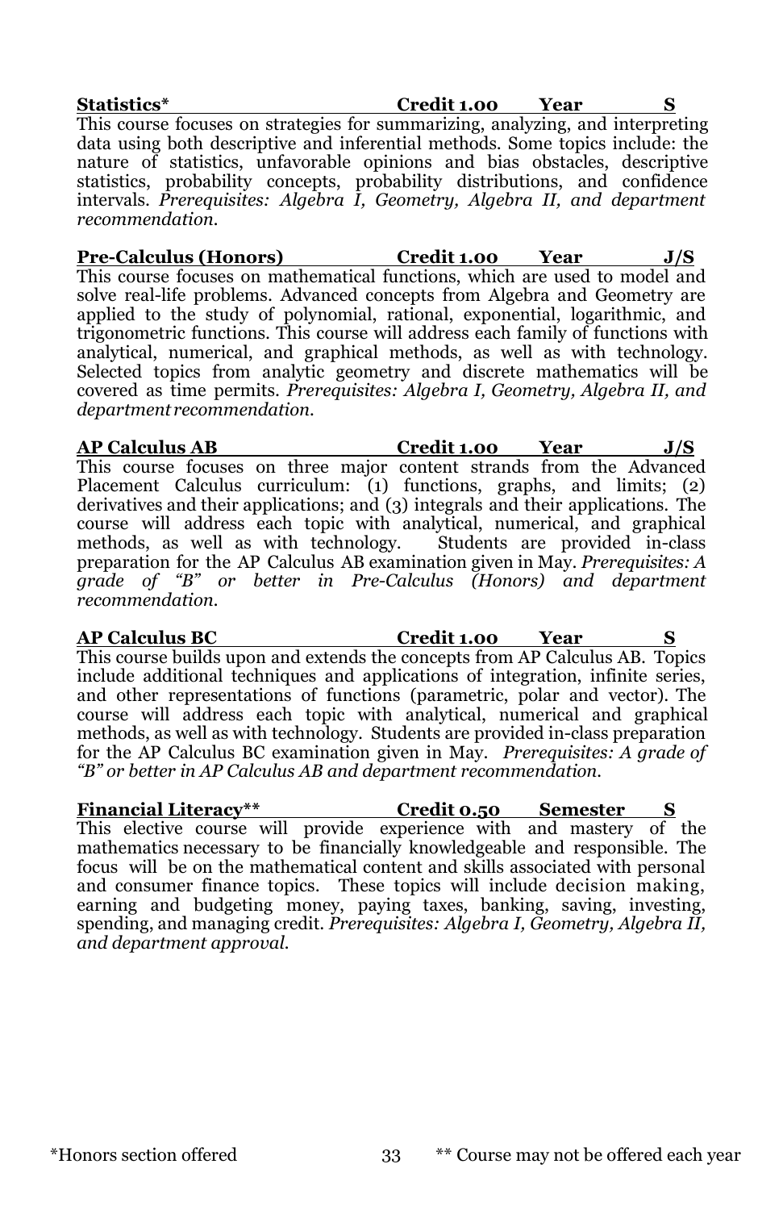**Statistics* Credit 1.00 Year S**

This course focuses on strategies for summarizing, analyzing, and interpreting data using both descriptive and inferential methods. Some topics include: the nature of statistics, unfavorable opinions and bias obstacles, descriptive statistics, probability concepts, probability distributions, and confidence intervals. *Prerequisites: Algebra I, Geometry, Algebra II, and department recommendation.*

**Pre-Calculus (Honors) Credit 1.00 Year J/S**

This course focuses on mathematical functions, which are used to model and solve real-life problems. Advanced concepts from Algebra and Geometry are applied to the study of polynomial, rational, exponential, logarithmic, and trigonometric functions. This course will address each family of functions with analytical, numerical, and graphical methods, as well as with technology. Selected topics from analytic geometry and discrete mathematics will be covered as time permits. *Prerequisites: Algebra I, Geometry, Algebra II, and department recommendation.*

**AP Calculus AB Credit 1.00 Year J/S**

This course focuses on three major content strands from the Advanced Placement Calculus curriculum: (1) functions, graphs, and limits; (2) derivatives and their applications; and (3) integrals and their applications. The course will address each topic with analytical, numerical, and graphical methods, as well as with technology. Students are provided in-class preparation for the AP Calculus AB examination given in May. *Prerequisites: A grade of "B" or better in Pre-Calculus (Honors) and department recommendation.*

**AP Calculus BC Credit 1.00 Year S**

This course builds upon and extends the concepts from AP Calculus AB. Topics include additional techniques and applications of integration, infinite series, and other representations of functions (parametric, polar and vector). The course will address each topic with analytical, numerical and graphical methods, as well as with technology. Students are provided in-class preparation for the AP Calculus BC examination given in May. *Prerequisites: A grade of "B" or better in AP Calculus AB and department recommendation.*

**Financial Literacy** Credit 0.50 Semester S**

This elective course will provide experience with and mastery of the mathematics necessary to be financially knowledgeable and responsible. The focus will be on the mathematical content and skills associated with personal and consumer finance topics. These topics will include decision making, earning and budgeting money, paying taxes, banking, saving, investing, spending, and managing credit. *Prerequisites: Algebra I, Geometry, Algebra II, and department approval.*

*Honors section offered

** Course may not be offered each year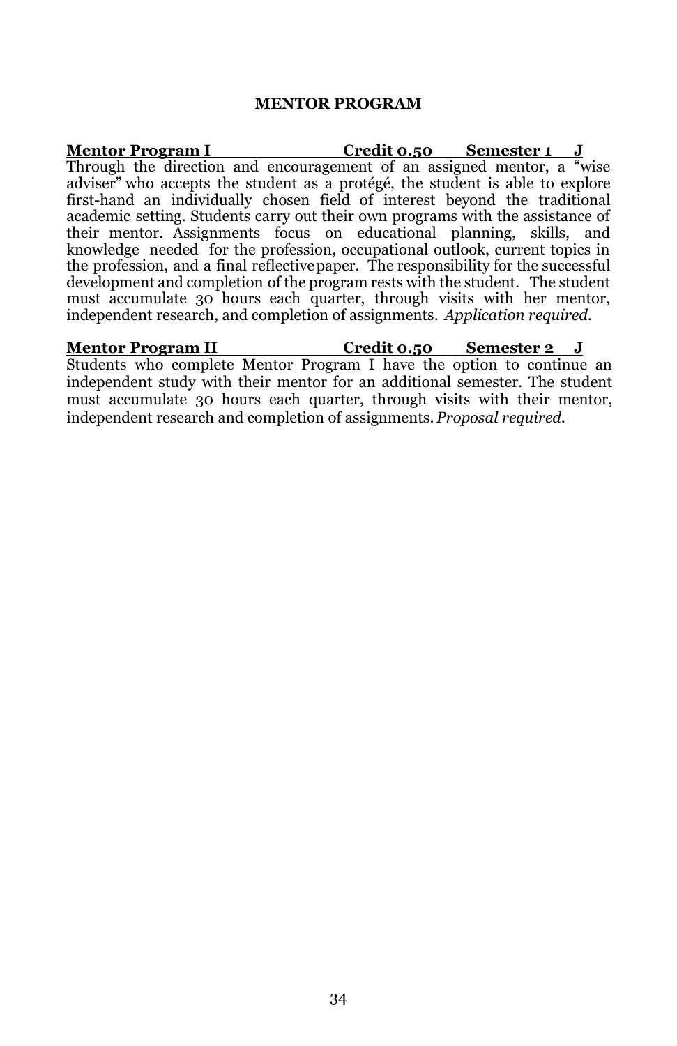# MENTOR PROGRAM

**Mentor Program I　　　　　Credit 0.50　　Semester 1　J**

Through the direction and encouragement of an assigned mentor, a "wise adviser" who accepts the student as a protégé, the student is able to explore first-hand an individually chosen field of interest beyond the traditional academic setting. Students carry out their own programs with the assistance of their mentor. Assignments focus on educational planning, skills, and knowledge needed for the profession, occupational outlook, current topics in the profession, and a final reflective paper. The responsibility for the successful development and completion of the program rests with the student. The student must accumulate 30 hours each quarter, through visits with her mentor, independent research, and completion of assignments. *Application required.*

**Mentor Program II　　　　　Credit 0.50　　Semester 2　J**

Students who complete Mentor Program I have the option to continue an independent study with their mentor for an additional semester. The student must accumulate 30 hours each quarter, through visits with their mentor, independent research and completion of assignments. *Proposal required.*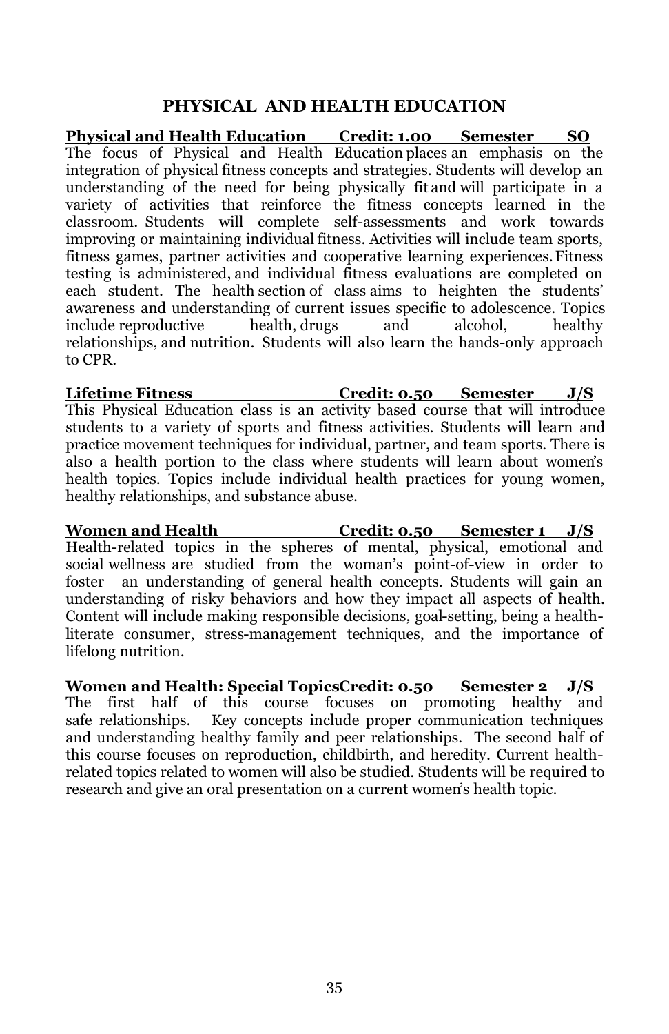## PHYSICAL AND HEALTH EDUCATION

**Physical and Health Education Credit: 1.00 Semester SO**

The focus of Physical and Health Education places an emphasis on the integration of physical fitness concepts and strategies. Students will develop an understanding of the need for being physically fit and will participate in a variety of activities that reinforce the fitness concepts learned in the classroom. Students will complete self-assessments and work towards improving or maintaining individual fitness. Activities will include team sports, fitness games, partner activities and cooperative learning experiences. Fitness testing is administered, and individual fitness evaluations are completed on each student. The health section of class aims to heighten the students' awareness and understanding of current issues specific to adolescence. Topics include reproductive health, drugs and alcohol, healthy relationships, and nutrition. Students will also learn the hands-only approach to CPR.

**Lifetime Fitness Credit: 0.50 Semester J/S**

This Physical Education class is an activity based course that will introduce students to a variety of sports and fitness activities. Students will learn and practice movement techniques for individual, partner, and team sports. There is also a health portion to the class where students will learn about women's health topics. Topics include individual health practices for young women, healthy relationships, and substance abuse.

**Women and Health Credit: 0.50 Semester 1 J/S**

Health-related topics in the spheres of mental, physical, emotional and social wellness are studied from the woman's point-of-view in order to foster an understanding of general health concepts. Students will gain an understanding of risky behaviors and how they impact all aspects of health. Content will include making responsible decisions, goal-setting, being a health-literate consumer, stress-management techniques, and the importance of lifelong nutrition.

**Women and Health: Special Topics Credit: 0.50 Semester 2 J/S**

The first half of this course focuses on promoting healthy and safe relationships. Key concepts include proper communication techniques and understanding healthy family and peer relationships. The second half of this course focuses on reproduction, childbirth, and heredity. Current health-related topics related to women will also be studied. Students will be required to research and give an oral presentation on a current women's health topic.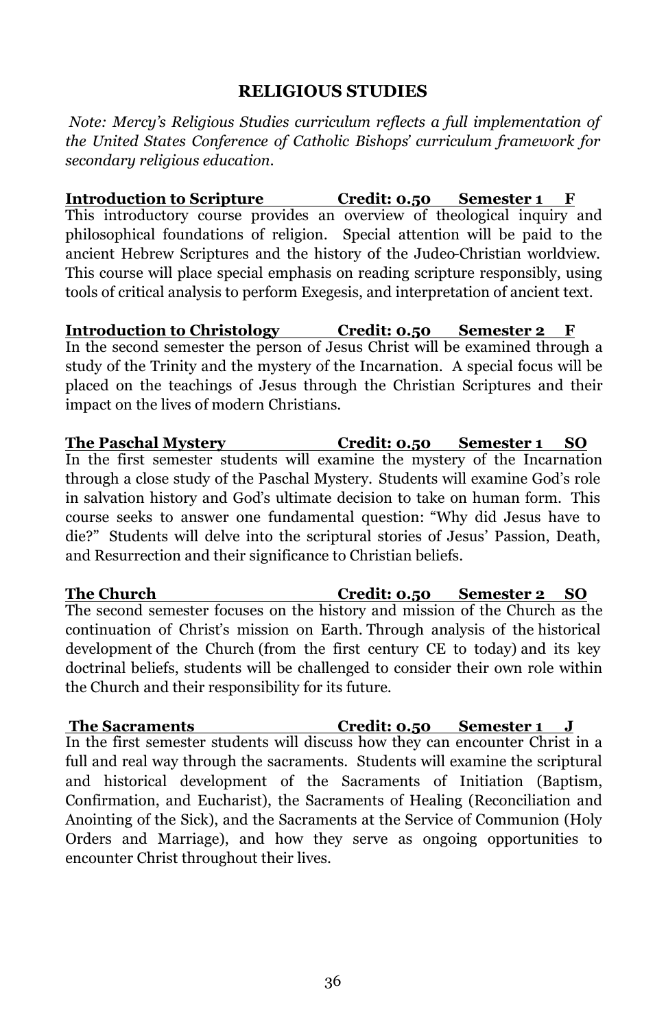# RELIGIOUS STUDIES

*Note: Mercy's Religious Studies curriculum reflects a full implementation of the United States Conference of Catholic Bishops' curriculum framework for secondary religious education.*

**Introduction to Scripture Credit: 0.50 Semester 1 F**

This introductory course provides an overview of theological inquiry and philosophical foundations of religion. Special attention will be paid to the ancient Hebrew Scriptures and the history of the Judeo-Christian worldview. This course will place special emphasis on reading scripture responsibly, using tools of critical analysis to perform Exegesis, and interpretation of ancient text.

**Introduction to Christology Credit: 0.50 Semester 2 F**

In the second semester the person of Jesus Christ will be examined through a study of the Trinity and the mystery of the Incarnation. A special focus will be placed on the teachings of Jesus through the Christian Scriptures and their impact on the lives of modern Christians.

**The Paschal Mystery Credit: 0.50 Semester 1 SO**

In the first semester students will examine the mystery of the Incarnation through a close study of the Paschal Mystery. Students will examine God's role in salvation history and God's ultimate decision to take on human form. This course seeks to answer one fundamental question: "Why did Jesus have to die?" Students will delve into the scriptural stories of Jesus' Passion, Death, and Resurrection and their significance to Christian beliefs.

**The Church Credit: 0.50 Semester 2 SO**

The second semester focuses on the history and mission of the Church as the continuation of Christ's mission on Earth. Through analysis of the historical development of the Church (from the first century CE to today) and its key doctrinal beliefs, students will be challenged to consider their own role within the Church and their responsibility for its future.

**The Sacraments Credit: 0.50 Semester 1 J**

In the first semester students will discuss how they can encounter Christ in a full and real way through the sacraments. Students will examine the scriptural and historical development of the Sacraments of Initiation (Baptism, Confirmation, and Eucharist), the Sacraments of Healing (Reconciliation and Anointing of the Sick), and the Sacraments at the Service of Communion (Holy Orders and Marriage), and how they serve as ongoing opportunities to encounter Christ throughout their lives.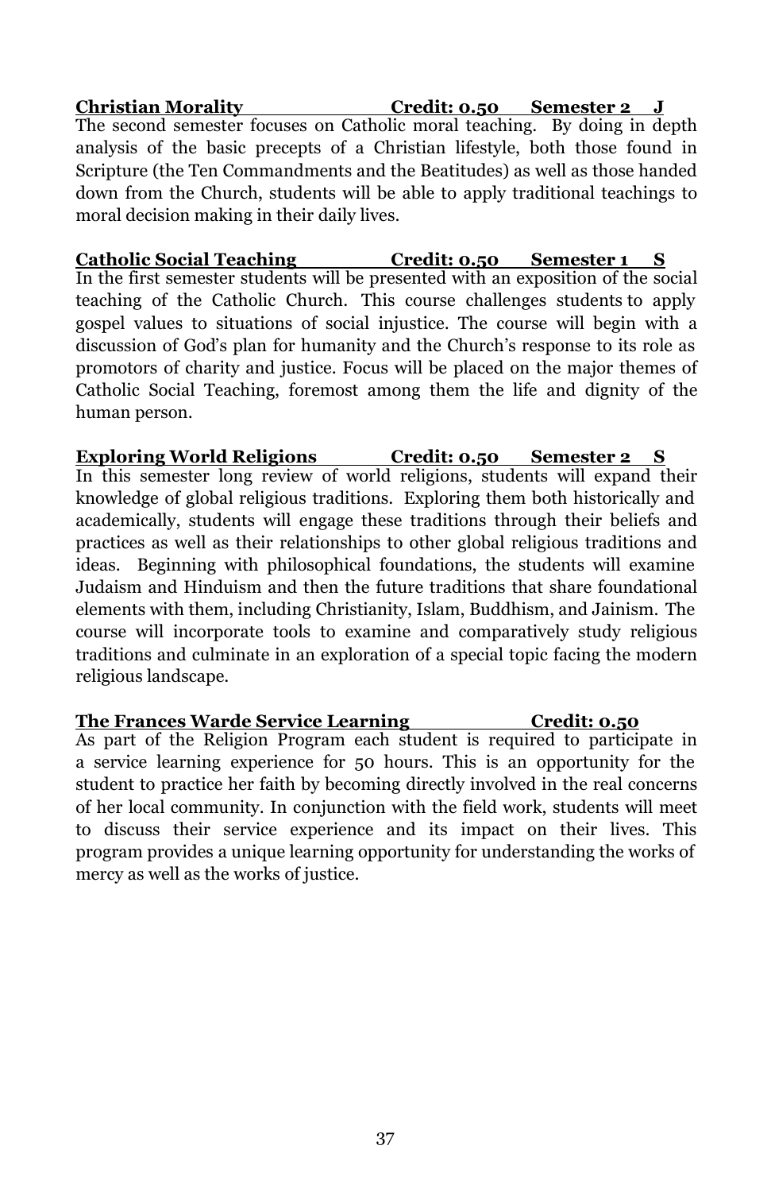**Christian Morality Credit: 0.50 Semester 2 J**

The second semester focuses on Catholic moral teaching. By doing in depth analysis of the basic precepts of a Christian lifestyle, both those found in Scripture (the Ten Commandments and the Beatitudes) as well as those handed down from the Church, students will be able to apply traditional teachings to moral decision making in their daily lives.

**Catholic Social Teaching Credit: 0.50 Semester 1 S**

In the first semester students will be presented with an exposition of the social teaching of the Catholic Church. This course challenges students to apply gospel values to situations of social injustice. The course will begin with a discussion of God's plan for humanity and the Church's response to its role as promotors of charity and justice. Focus will be placed on the major themes of Catholic Social Teaching, foremost among them the life and dignity of the human person.

**Exploring World Religions Credit: 0.50 Semester 2 S**

In this semester long review of world religions, students will expand their knowledge of global religious traditions. Exploring them both historically and academically, students will engage these traditions through their beliefs and practices as well as their relationships to other global religious traditions and ideas. Beginning with philosophical foundations, the students will examine Judaism and Hinduism and then the future traditions that share foundational elements with them, including Christianity, Islam, Buddhism, and Jainism. The course will incorporate tools to examine and comparatively study religious traditions and culminate in an exploration of a special topic facing the modern religious landscape.

**The Frances Warde Service Learning Credit: 0.50**

As part of the Religion Program each student is required to participate in a service learning experience for 50 hours. This is an opportunity for the student to practice her faith by becoming directly involved in the real concerns of her local community. In conjunction with the field work, students will meet to discuss their service experience and its impact on their lives. This program provides a unique learning opportunity for understanding the works of mercy as well as the works of justice.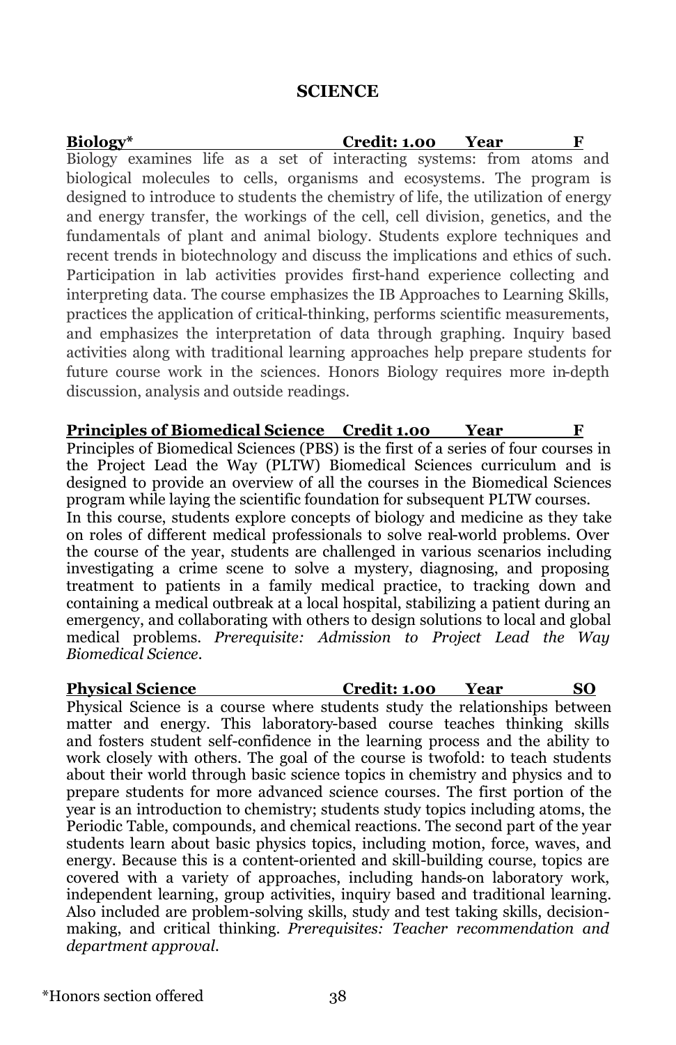## SCIENCE

**Biology\*    Credit: 1.00    Year    F**

Biology examines life as a set of interacting systems: from atoms and biological molecules to cells, organisms and ecosystems. The program is designed to introduce to students the chemistry of life, the utilization of energy and energy transfer, the workings of the cell, cell division, genetics, and the fundamentals of plant and animal biology. Students explore techniques and recent trends in biotechnology and discuss the implications and ethics of such. Participation in lab activities provides first-hand experience collecting and interpreting data. The course emphasizes the IB Approaches to Learning Skills, practices the application of critical-thinking, performs scientific measurements, and emphasizes the interpretation of data through graphing. Inquiry based activities along with traditional learning approaches help prepare students for future course work in the sciences. Honors Biology requires more in-depth discussion, analysis and outside readings.

**Principles of Biomedical Science    Credit 1.00    Year    F**

Principles of Biomedical Sciences (PBS) is the first of a series of four courses in the Project Lead the Way (PLTW) Biomedical Sciences curriculum and is designed to provide an overview of all the courses in the Biomedical Sciences program while laying the scientific foundation for subsequent PLTW courses.

In this course, students explore concepts of biology and medicine as they take on roles of different medical professionals to solve real-world problems. Over the course of the year, students are challenged in various scenarios including investigating a crime scene to solve a mystery, diagnosing, and proposing treatment to patients in a family medical practice, to tracking down and containing a medical outbreak at a local hospital, stabilizing a patient during an emergency, and collaborating with others to design solutions to local and global medical problems. *Prerequisite: Admission to Project Lead the Way Biomedical Science.*

**Physical Science    Credit: 1.00    Year    SO**

Physical Science is a course where students study the relationships between matter and energy. This laboratory-based course teaches thinking skills and fosters student self-confidence in the learning process and the ability to work closely with others. The goal of the course is twofold: to teach students about their world through basic science topics in chemistry and physics and to prepare students for more advanced science courses. The first portion of the year is an introduction to chemistry; students study topics including atoms, the Periodic Table, compounds, and chemical reactions. The second part of the year students learn about basic physics topics, including motion, force, waves, and energy. Because this is a content-oriented and skill-building course, topics are covered with a variety of approaches, including hands-on laboratory work, independent learning, group activities, inquiry based and traditional learning. Also included are problem-solving skills, study and test taking skills, decision-making, and critical thinking. *Prerequisites: Teacher recommendation and department approval.*

\*Honors section offered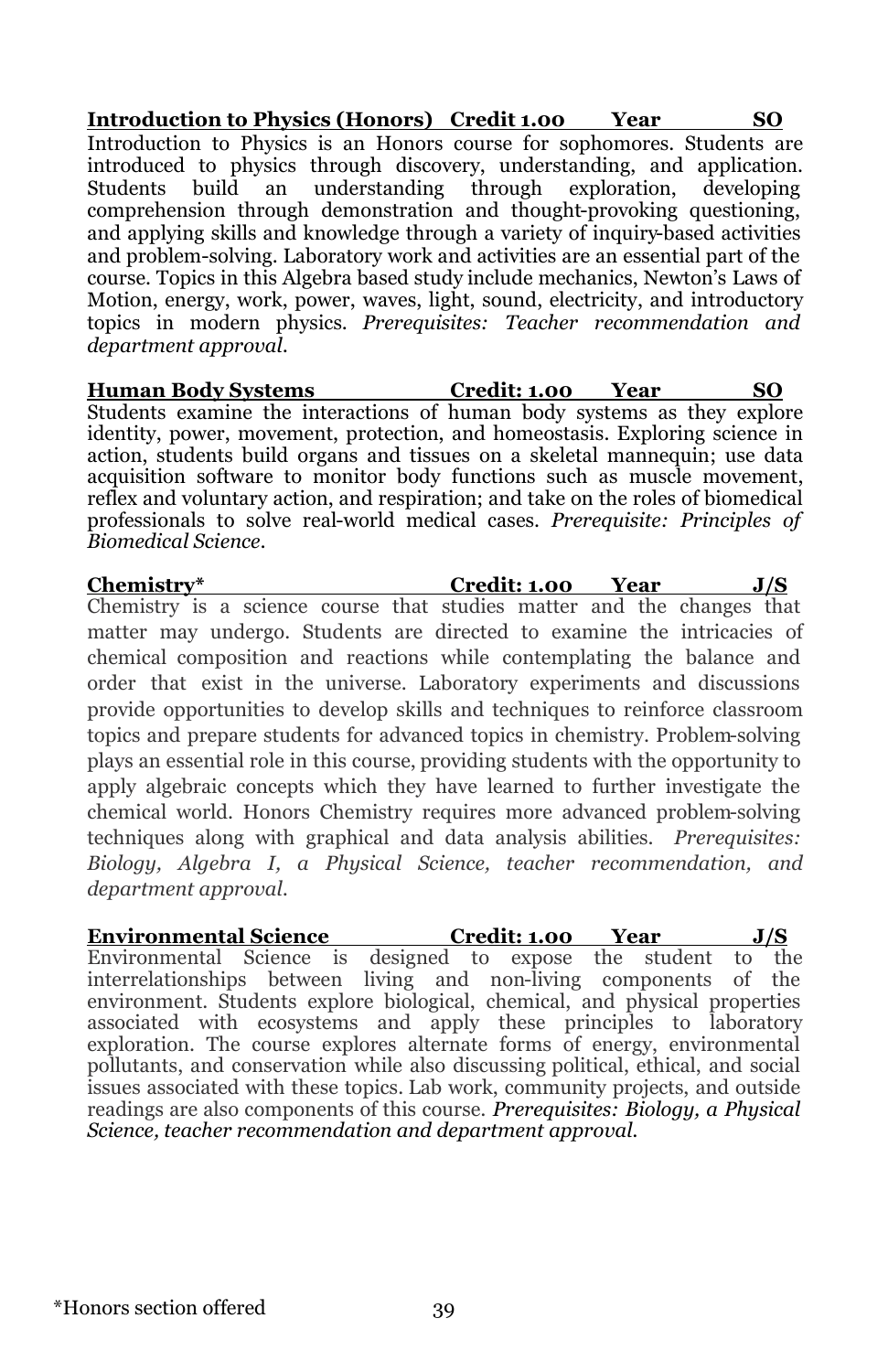**Introduction to Physics (Honors) Credit 1.00 Year SO**

Introduction to Physics is an Honors course for sophomores. Students are introduced to physics through discovery, understanding, and application. Students build an understanding through exploration, developing comprehension through demonstration and thought-provoking questioning, and applying skills and knowledge through a variety of inquiry-based activities and problem-solving. Laboratory work and activities are an essential part of the course. Topics in this Algebra based study include mechanics, Newton's Laws of Motion, energy, work, power, waves, light, sound, electricity, and introductory topics in modern physics. *Prerequisites: Teacher recommendation and department approval.*

**Human Body Systems Credit: 1.00 Year SO**

Students examine the interactions of human body systems as they explore identity, power, movement, protection, and homeostasis. Exploring science in action, students build organs and tissues on a skeletal mannequin; use data acquisition software to monitor body functions such as muscle movement, reflex and voluntary action, and respiration; and take on the roles of biomedical professionals to solve real-world medical cases. *Prerequisite: Principles of Biomedical Science.*

**Chemistry* Credit: 1.00 Year J/S**

Chemistry is a science course that studies matter and the changes that matter may undergo. Students are directed to examine the intricacies of chemical composition and reactions while contemplating the balance and order that exist in the universe. Laboratory experiments and discussions provide opportunities to develop skills and techniques to reinforce classroom topics and prepare students for advanced topics in chemistry. Problem-solving plays an essential role in this course, providing students with the opportunity to apply algebraic concepts which they have learned to further investigate the chemical world. Honors Chemistry requires more advanced problem-solving techniques along with graphical and data analysis abilities. *Prerequisites: Biology, Algebra I, a Physical Science, teacher recommendation, and department approval.*

**Environmental Science Credit: 1.00 Year J/S**

Environmental Science is designed to expose the student to the interrelationships between living and non-living components of the environment. Students explore biological, chemical, and physical properties associated with ecosystems and apply these principles to laboratory exploration. The course explores alternate forms of energy, environmental pollutants, and conservation while also discussing political, ethical, and social issues associated with these topics. Lab work, community projects, and outside readings are also components of this course. *Prerequisites: Biology, a Physical Science, teacher recommendation and department approval.*

*Honors section offered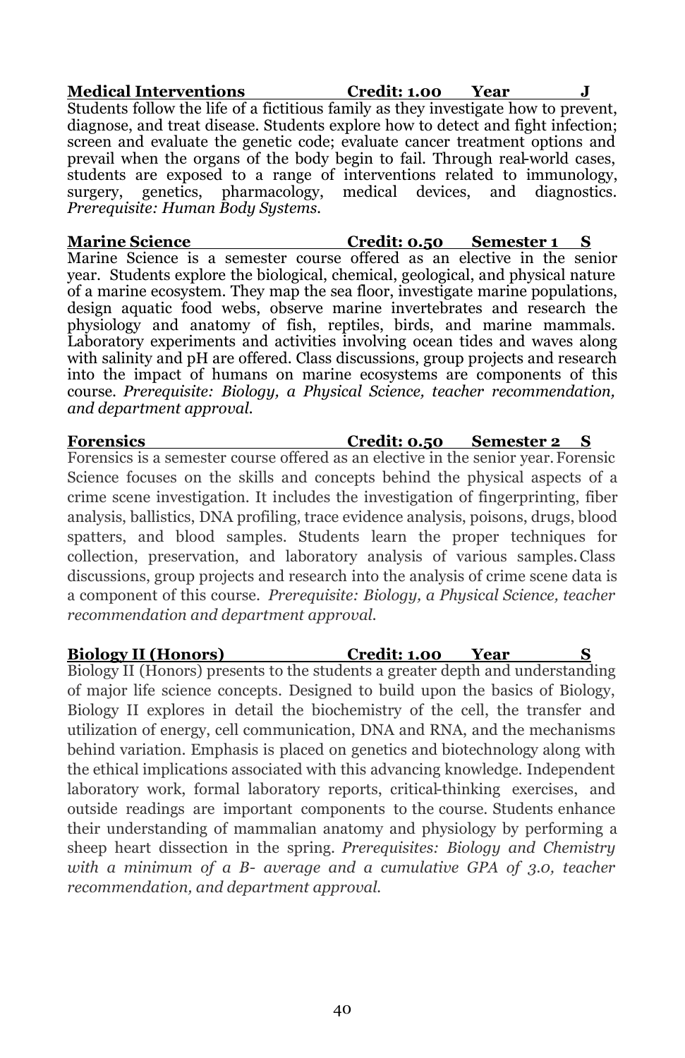**Medical Interventions Credit: 1.00 Year J**

Students follow the life of a fictitious family as they investigate how to prevent, diagnose, and treat disease. Students explore how to detect and fight infection; screen and evaluate the genetic code; evaluate cancer treatment options and prevail when the organs of the body begin to fail. Through real-world cases, students are exposed to a range of interventions related to immunology, surgery, genetics, pharmacology, medical devices, and diagnostics. *Prerequisite: Human Body Systems.*

**Marine Science Credit: 0.50 Semester 1 S**

Marine Science is a semester course offered as an elective in the senior year. Students explore the biological, chemical, geological, and physical nature of a marine ecosystem. They map the sea floor, investigate marine populations, design aquatic food webs, observe marine invertebrates and research the physiology and anatomy of fish, reptiles, birds, and marine mammals. Laboratory experiments and activities involving ocean tides and waves along with salinity and pH are offered. Class discussions, group projects and research into the impact of humans on marine ecosystems are components of this course. *Prerequisite: Biology, a Physical Science, teacher recommendation, and department approval.*

**Forensics Credit: 0.50 Semester 2 S**

Forensics is a semester course offered as an elective in the senior year. Forensic Science focuses on the skills and concepts behind the physical aspects of a crime scene investigation. It includes the investigation of fingerprinting, fiber analysis, ballistics, DNA profiling, trace evidence analysis, poisons, drugs, blood spatters, and blood samples. Students learn the proper techniques for collection, preservation, and laboratory analysis of various samples. Class discussions, group projects and research into the analysis of crime scene data is a component of this course. *Prerequisite: Biology, a Physical Science, teacher recommendation and department approval.*

**Biology II (Honors) Credit: 1.00 Year S**

Biology II (Honors) presents to the students a greater depth and understanding of major life science concepts. Designed to build upon the basics of Biology, Biology II explores in detail the biochemistry of the cell, the transfer and utilization of energy, cell communication, DNA and RNA, and the mechanisms behind variation. Emphasis is placed on genetics and biotechnology along with the ethical implications associated with this advancing knowledge. Independent laboratory work, formal laboratory reports, critical-thinking exercises, and outside readings are important components to the course. Students enhance their understanding of mammalian anatomy and physiology by performing a sheep heart dissection in the spring. *Prerequisites: Biology and Chemistry with a minimum of a B- average and a cumulative GPA of 3.0, teacher recommendation, and department approval.*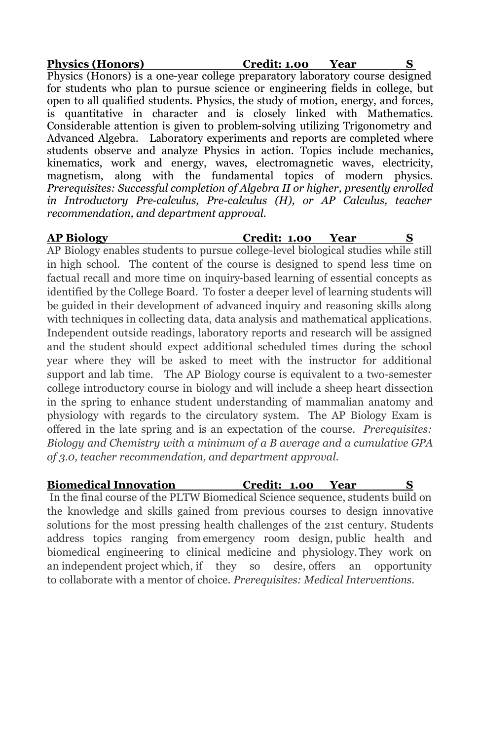**Physics (Honors) Credit: 1.00 Year S**

Physics (Honors) is a one-year college preparatory laboratory course designed for students who plan to pursue science or engineering fields in college, but open to all qualified students. Physics, the study of motion, energy, and forces, is quantitative in character and is closely linked with Mathematics. Considerable attention is given to problem-solving utilizing Trigonometry and Advanced Algebra. Laboratory experiments and reports are completed where students observe and analyze Physics in action. Topics include mechanics, kinematics, work and energy, waves, electromagnetic waves, electricity, magnetism, along with the fundamental topics of modern physics. *Prerequisites: Successful completion of Algebra II or higher, presently enrolled in Introductory Pre-calculus, Pre-calculus (H), or AP Calculus, teacher recommendation, and department approval.*

**AP Biology Credit: 1.00 Year S**

AP Biology enables students to pursue college-level biological studies while still in high school. The content of the course is designed to spend less time on factual recall and more time on inquiry-based learning of essential concepts as identified by the College Board. To foster a deeper level of learning students will be guided in their development of advanced inquiry and reasoning skills along with techniques in collecting data, data analysis and mathematical applications. Independent outside readings, laboratory reports and research will be assigned and the student should expect additional scheduled times during the school year where they will be asked to meet with the instructor for additional support and lab time. The AP Biology course is equivalent to a two-semester college introductory course in biology and will include a sheep heart dissection in the spring to enhance student understanding of mammalian anatomy and physiology with regards to the circulatory system. The AP Biology Exam is offered in the late spring and is an expectation of the course. *Prerequisites: Biology and Chemistry with a minimum of a B average and a cumulative GPA of 3.0, teacher recommendation, and department approval.*

**Biomedical Innovation Credit: 1.00 Year S**

In the final course of the PLTW Biomedical Science sequence, students build on the knowledge and skills gained from previous courses to design innovative solutions for the most pressing health challenges of the 21st century. Students address topics ranging from emergency room design, public health and biomedical engineering to clinical medicine and physiology. They work on an independent project which, if they so desire, offers an opportunity to collaborate with a mentor of choice. *Prerequisites: Medical Interventions.*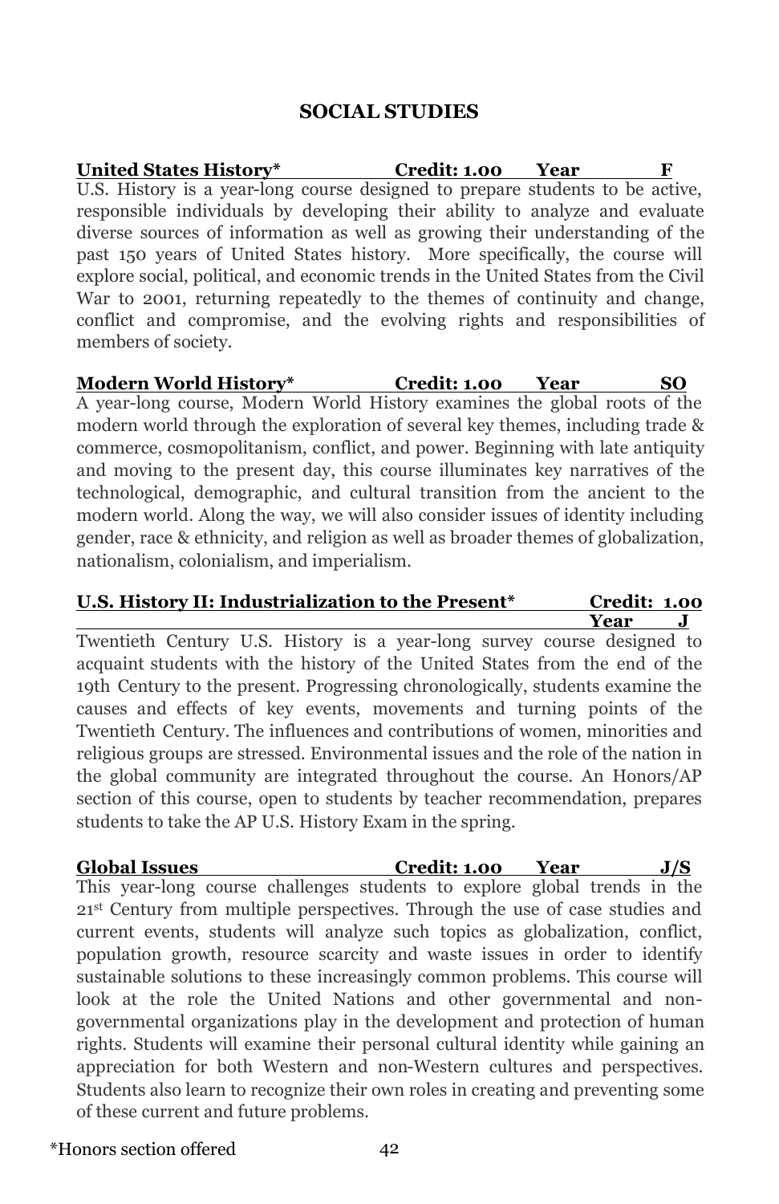## SOCIAL STUDIES

**United States History*    Credit: 1.00    Year    F**

U.S. History is a year-long course designed to prepare students to be active, responsible individuals by developing their ability to analyze and evaluate diverse sources of information as well as growing their understanding of the past 150 years of United States history. More specifically, the course will explore social, political, and economic trends in the United States from the Civil War to 2001, returning repeatedly to the themes of continuity and change, conflict and compromise, and the evolving rights and responsibilities of members of society.

**Modern World History*    Credit: 1.00    Year    SO**

A year-long course, Modern World History examines the global roots of the modern world through the exploration of several key themes, including trade & commerce, cosmopolitanism, conflict, and power. Beginning with late antiquity and moving to the present day, this course illuminates key narratives of the technological, demographic, and cultural transition from the ancient to the modern world. Along the way, we will also consider issues of identity including gender, race & ethnicity, and religion as well as broader themes of globalization, nationalism, colonialism, and imperialism.

**U.S. History II: Industrialization to the Present*    Credit: 1.00    Year    J**

Twentieth Century U.S. History is a year-long survey course designed to acquaint students with the history of the United States from the end of the 19th Century to the present. Progressing chronologically, students examine the causes and effects of key events, movements and turning points of the Twentieth Century. The influences and contributions of women, minorities and religious groups are stressed. Environmental issues and the role of the nation in the global community are integrated throughout the course. An Honors/AP section of this course, open to students by teacher recommendation, prepares students to take the AP U.S. History Exam in the spring.

**Global Issues    Credit: 1.00    Year    J/S**

This year-long course challenges students to explore global trends in the 21st Century from multiple perspectives. Through the use of case studies and current events, students will analyze such topics as globalization, conflict, population growth, resource scarcity and waste issues in order to identify sustainable solutions to these increasingly common problems. This course will look at the role the United Nations and other governmental and non-governmental organizations play in the development and protection of human rights. Students will examine their personal cultural identity while gaining an appreciation for both Western and non-Western cultures and perspectives. Students also learn to recognize their own roles in creating and preventing some of these current and future problems.

*Honors section offered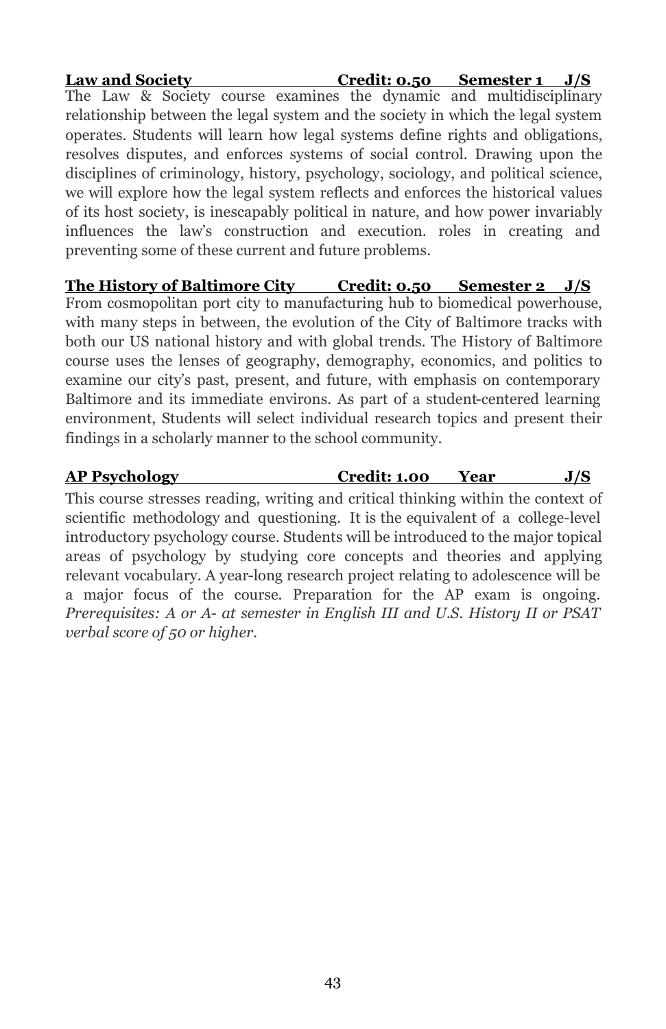**Law and Society** **Credit: 0.50** **Semester 1** **J/S**

The Law & Society course examines the dynamic and multidisciplinary relationship between the legal system and the society in which the legal system operates. Students will learn how legal systems define rights and obligations, resolves disputes, and enforces systems of social control. Drawing upon the disciplines of criminology, history, psychology, sociology, and political science, we will explore how the legal system reflects and enforces the historical values of its host society, is inescapably political in nature, and how power invariably influences the law's construction and execution. roles in creating and preventing some of these current and future problems.

**The History of Baltimore City** **Credit: 0.50** **Semester 2** **J/S**

From cosmopolitan port city to manufacturing hub to biomedical powerhouse, with many steps in between, the evolution of the City of Baltimore tracks with both our US national history and with global trends. The History of Baltimore course uses the lenses of geography, demography, economics, and politics to examine our city's past, present, and future, with emphasis on contemporary Baltimore and its immediate environs. As part of a student-centered learning environment, Students will select individual research topics and present their findings in a scholarly manner to the school community.

**AP Psychology** **Credit: 1.00** **Year** **J/S**

This course stresses reading, writing and critical thinking within the context of scientific methodology and questioning. It is the equivalent of a college-level introductory psychology course. Students will be introduced to the major topical areas of psychology by studying core concepts and theories and applying relevant vocabulary. A year-long research project relating to adolescence will be a major focus of the course. Preparation for the AP exam is ongoing. *Prerequisites: A or A- at semester in English III and U.S. History II or PSAT verbal score of 50 or higher.*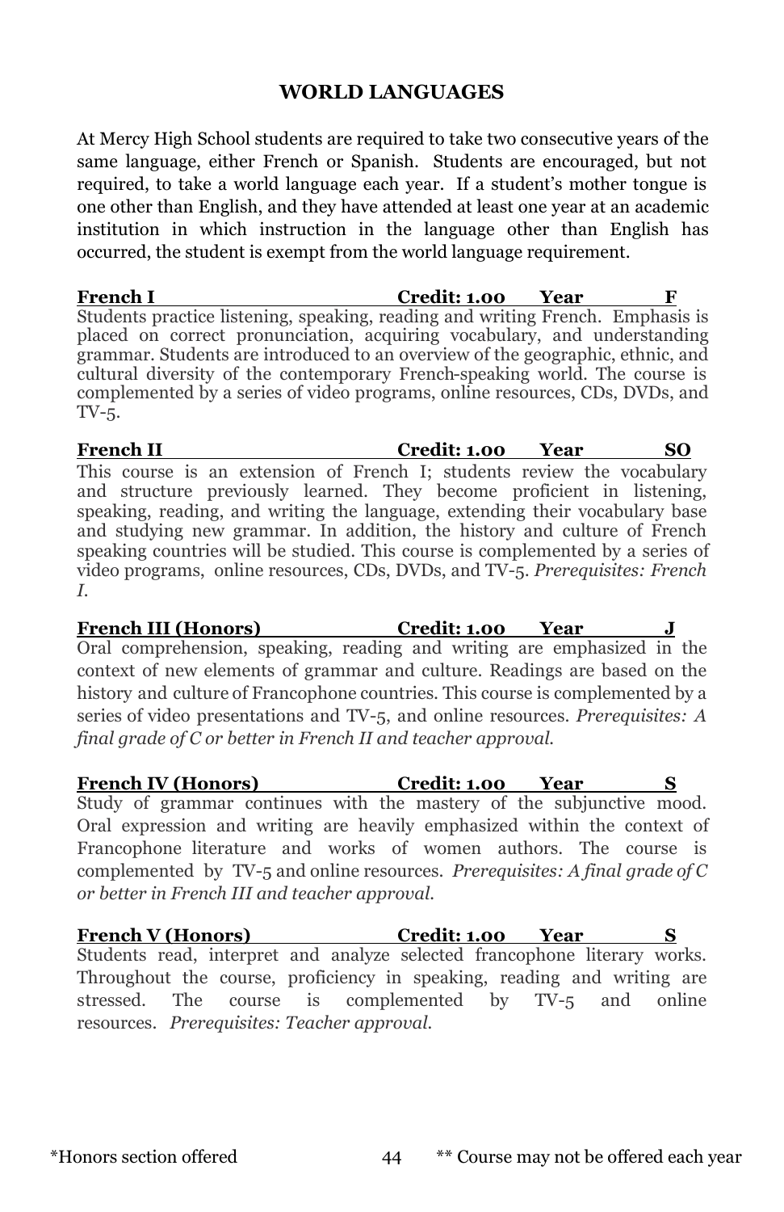## WORLD LANGUAGES

At Mercy High School students are required to take two consecutive years of the same language, either French or Spanish. Students are encouraged, but not required, to take a world language each year. If a student's mother tongue is one other than English, and they have attended at least one year at an academic institution in which instruction in the language other than English has occurred, the student is exempt from the world language requirement.

**French I — Credit: 1.00 — Year — F**

Students practice listening, speaking, reading and writing French. Emphasis is placed on correct pronunciation, acquiring vocabulary, and understanding grammar. Students are introduced to an overview of the geographic, ethnic, and cultural diversity of the contemporary French-speaking world. The course is complemented by a series of video programs, online resources, CDs, DVDs, and TV-5.

**French II — Credit: 1.00 — Year — SO**

This course is an extension of French I; students review the vocabulary and structure previously learned. They become proficient in listening, speaking, reading, and writing the language, extending their vocabulary base and studying new grammar. In addition, the history and culture of French speaking countries will be studied. This course is complemented by a series of video programs, online resources, CDs, DVDs, and TV-5. *Prerequisites: French I.*

**French III (Honors) — Credit: 1.00 — Year — J**

Oral comprehension, speaking, reading and writing are emphasized in the context of new elements of grammar and culture. Readings are based on the history and culture of Francophone countries. This course is complemented by a series of video presentations and TV-5, and online resources. *Prerequisites: A final grade of C or better in French II and teacher approval.*

**French IV (Honors) — Credit: 1.00 — Year — S**

Study of grammar continues with the mastery of the subjunctive mood. Oral expression and writing are heavily emphasized within the context of Francophone literature and works of women authors. The course is complemented by TV-5 and online resources. *Prerequisites: A final grade of C or better in French III and teacher approval.*

**French V (Honors) — Credit: 1.00 — Year — S**

Students read, interpret and analyze selected francophone literary works. Throughout the course, proficiency in speaking, reading and writing are stressed. The course is complemented by TV-5 and online resources. *Prerequisites: Teacher approval.*

*Honors section offered

** Course may not be offered each year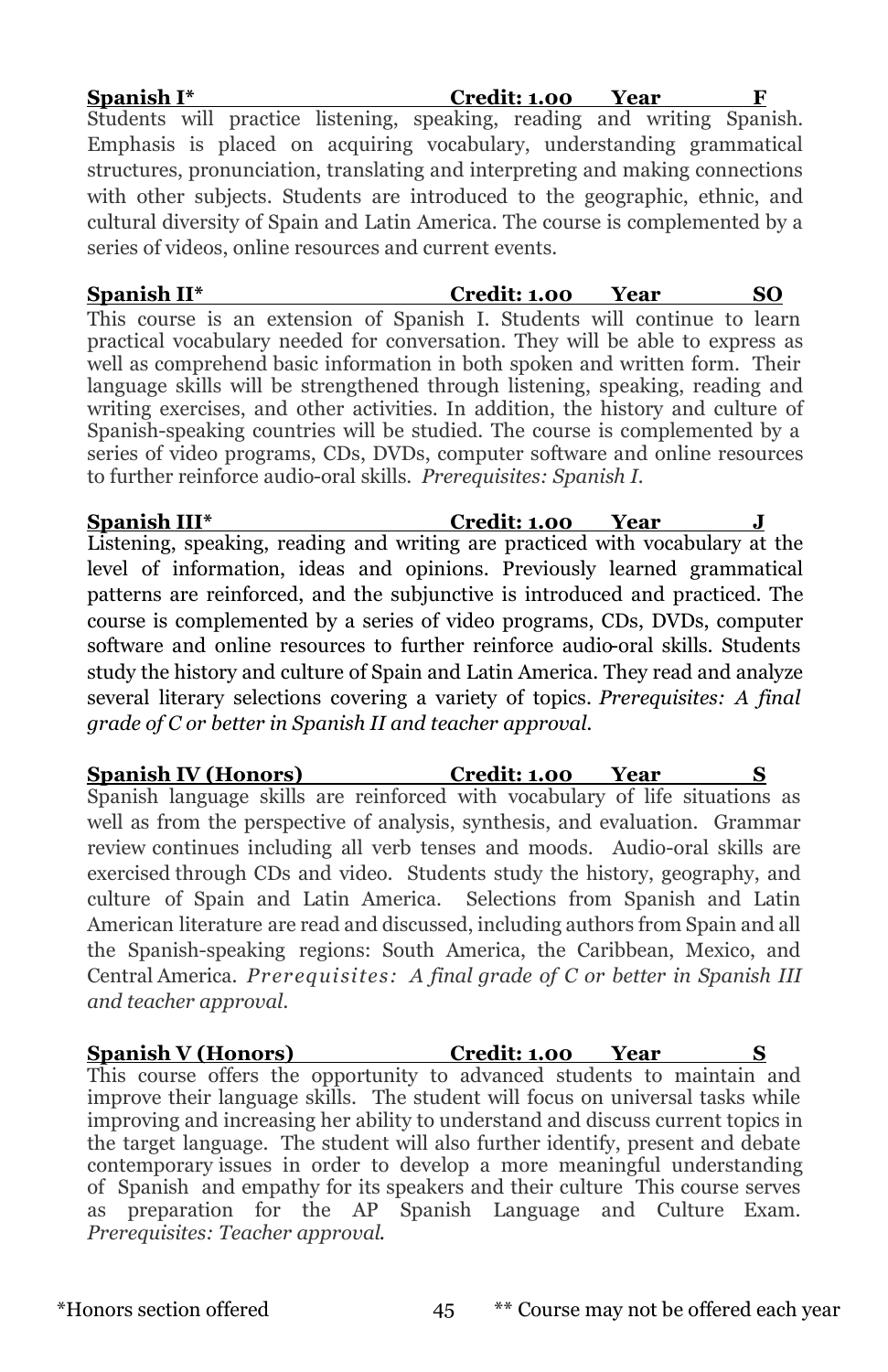**Spanish I* Credit: 1.00 Year F**

Students will practice listening, speaking, reading and writing Spanish. Emphasis is placed on acquiring vocabulary, understanding grammatical structures, pronunciation, translating and interpreting and making connections with other subjects. Students are introduced to the geographic, ethnic, and cultural diversity of Spain and Latin America. The course is complemented by a series of videos, online resources and current events.

**Spanish II* Credit: 1.00 Year SO**

This course is an extension of Spanish I. Students will continue to learn practical vocabulary needed for conversation. They will be able to express as well as comprehend basic information in both spoken and written form. Their language skills will be strengthened through listening, speaking, reading and writing exercises, and other activities. In addition, the history and culture of Spanish-speaking countries will be studied. The course is complemented by a series of video programs, CDs, DVDs, computer software and online resources to further reinforce audio-oral skills. *Prerequisites: Spanish I.*

**Spanish III* Credit: 1.00 Year J**

Listening, speaking, reading and writing are practiced with vocabulary at the level of information, ideas and opinions. Previously learned grammatical patterns are reinforced, and the subjunctive is introduced and practiced. The course is complemented by a series of video programs, CDs, DVDs, computer software and online resources to further reinforce audio-oral skills. Students study the history and culture of Spain and Latin America. They read and analyze several literary selections covering a variety of topics. *Prerequisites: A final grade of C or better in Spanish II and teacher approval.*

**Spanish IV (Honors) Credit: 1.00 Year S**

Spanish language skills are reinforced with vocabulary of life situations as well as from the perspective of analysis, synthesis, and evaluation. Grammar review continues including all verb tenses and moods. Audio-oral skills are exercised through CDs and video. Students study the history, geography, and culture of Spain and Latin America. Selections from Spanish and Latin American literature are read and discussed, including authors from Spain and all the Spanish-speaking regions: South America, the Caribbean, Mexico, and Central America. *Prerequisites: A final grade of C or better in Spanish III and teacher approval.*

**Spanish V (Honors) Credit: 1.00 Year S**

This course offers the opportunity to advanced students to maintain and improve their language skills. The student will focus on universal tasks while improving and increasing her ability to understand and discuss current topics in the target language. The student will also further identify, present and debate contemporary issues in order to develop a more meaningful understanding of Spanish and empathy for its speakers and their culture This course serves as preparation for the AP Spanish Language and Culture Exam. *Prerequisites: Teacher approval.*

*Honors section offered ** Course may not be offered each year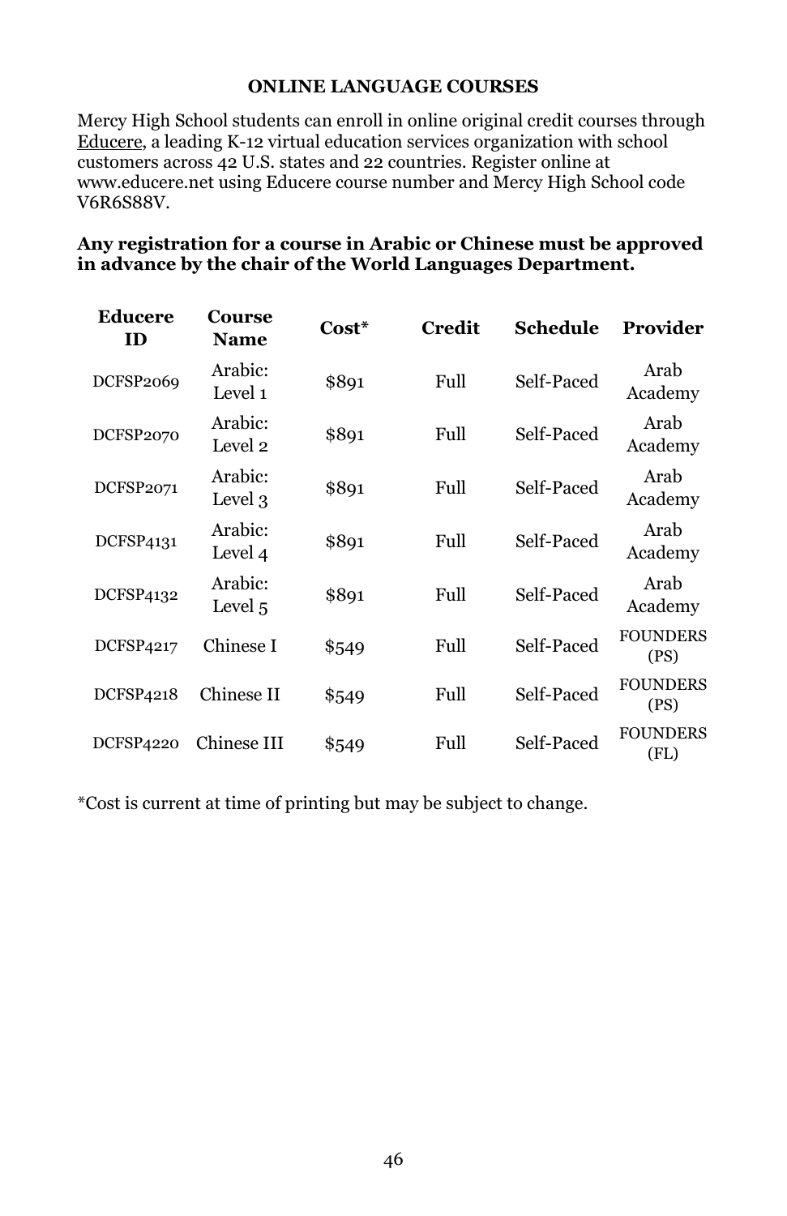## ONLINE LANGUAGE COURSES

Mercy High School students can enroll in online original credit courses through Educere, a leading K-12 virtual education services organization with school customers across 42 U.S. states and 22 countries. Register online at www.educere.net using Educere course number and Mercy High School code V6R6S88V.

**Any registration for a course in Arabic or Chinese must be approved in advance by the chair of the World Languages Department.**

| Educere ID | Course Name | Cost* | Credit | Schedule | Provider |
|---|---|---|---|---|---|
| DCFSP2069 | Arabic: Level 1 | $891 | Full | Self-Paced | Arab Academy |
| DCFSP2070 | Arabic: Level 2 | $891 | Full | Self-Paced | Arab Academy |
| DCFSP2071 | Arabic: Level 3 | $891 | Full | Self-Paced | Arab Academy |
| DCFSP4131 | Arabic: Level 4 | $891 | Full | Self-Paced | Arab Academy |
| DCFSP4132 | Arabic: Level 5 | $891 | Full | Self-Paced | Arab Academy |
| DCFSP4217 | Chinese I | $549 | Full | Self-Paced | FOUNDERS (PS) |
| DCFSP4218 | Chinese II | $549 | Full | Self-Paced | FOUNDERS (PS) |
| DCFSP4220 | Chinese III | $549 | Full | Self-Paced | FOUNDERS (FL) |

*Cost is current at time of printing but may be subject to change.